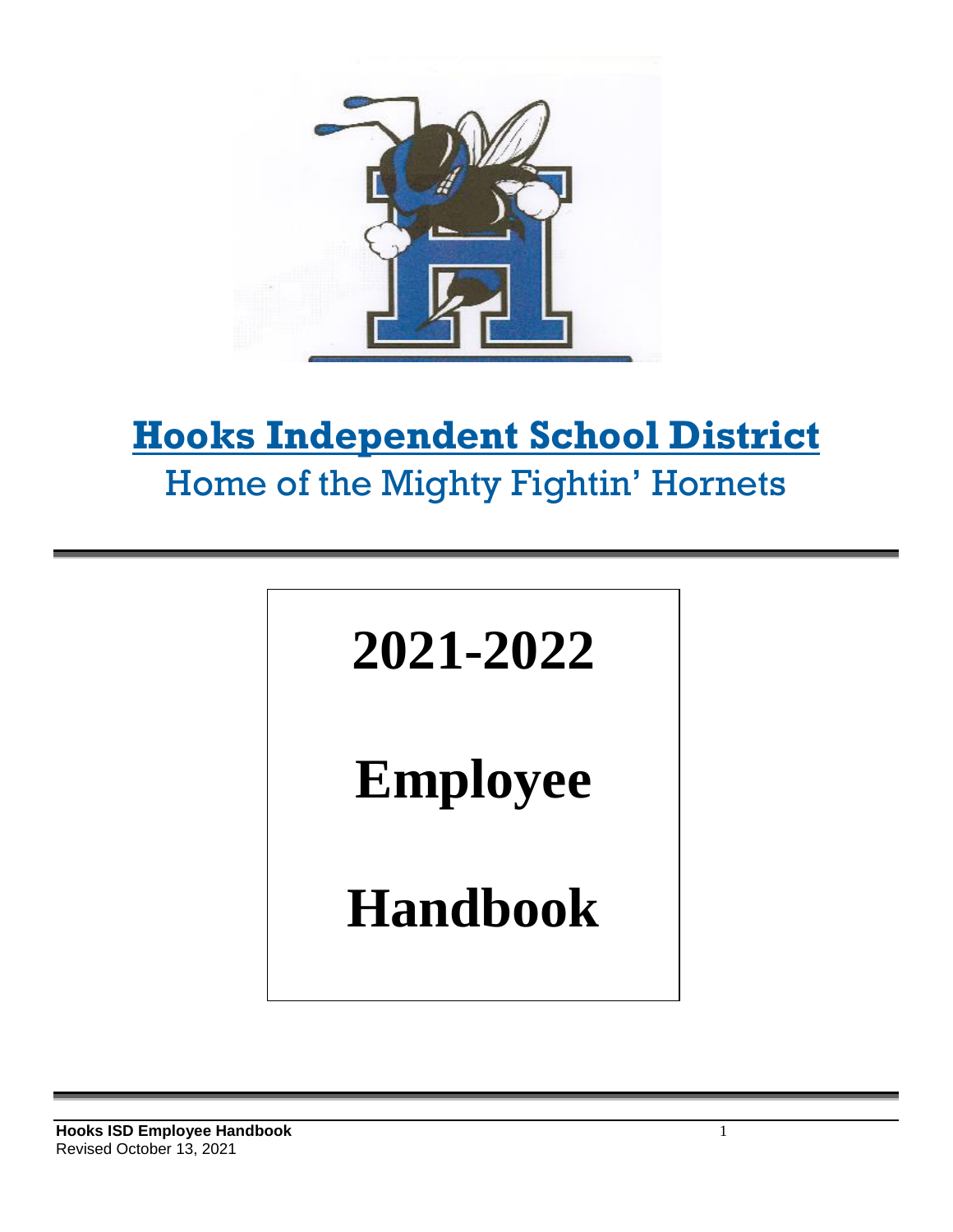# Hooks Independent School District

## Home of the Mighty Fightin' Hornets

# 2021-2022

# Employee

# Handbook

Revised October 13, 2021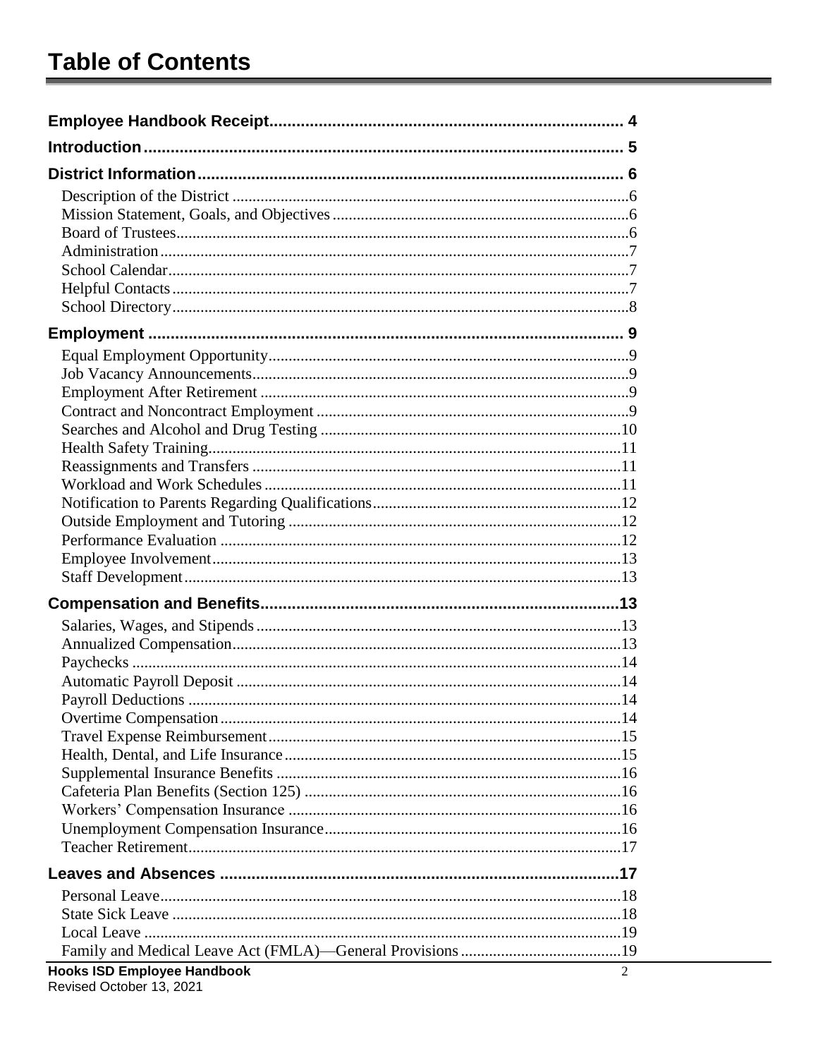# Table of Contents

**Employee Handbook Receipt** ... 4

**Introduction** ... 5

**District Information** ... 6

- Description of the District ... 6
- Mission Statement, Goals, and Objectives ... 6
- Board of Trustees ... 6
- Administration ... 7
- School Calendar ... 7
- Helpful Contacts ... 7
- School Directory ... 8

**Employment** ... 9

- Equal Employment Opportunity ... 9
- Job Vacancy Announcements ... 9
- Employment After Retirement ... 9
- Contract and Noncontract Employment ... 9
- Searches and Alcohol and Drug Testing ... 10
- Health Safety Training ... 11
- Reassignments and Transfers ... 11
- Workload and Work Schedules ... 11
- Notification to Parents Regarding Qualifications ... 12
- Outside Employment and Tutoring ... 12
- Performance Evaluation ... 12
- Employee Involvement ... 13
- Staff Development ... 13

**Compensation and Benefits** ... 13

- Salaries, Wages, and Stipends ... 13
- Annualized Compensation ... 13
- Paychecks ... 14
- Automatic Payroll Deposit ... 14
- Payroll Deductions ... 14
- Overtime Compensation ... 14
- Travel Expense Reimbursement ... 15
- Health, Dental, and Life Insurance ... 15
- Supplemental Insurance Benefits ... 16
- Cafeteria Plan Benefits (Section 125) ... 16
- Workers' Compensation Insurance ... 16
- Unemployment Compensation Insurance ... 16
- Teacher Retirement ... 17

**Leaves and Absences** ... 17

- Personal Leave ... 18
- State Sick Leave ... 18
- Local Leave ... 19
- Family and Medical Leave Act (FMLA)—General Provisions ... 19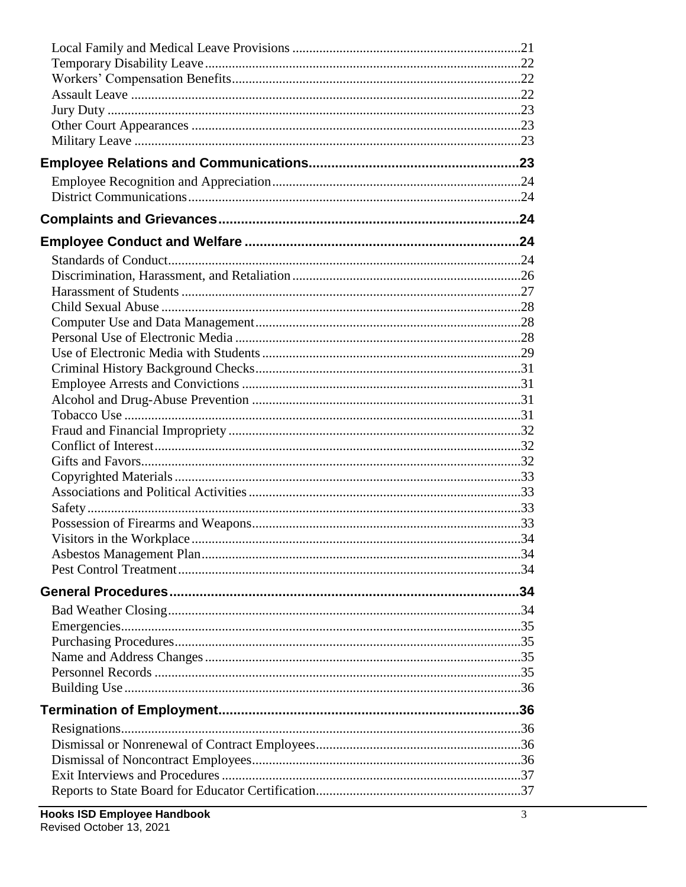Local Family and Medical Leave Provisions ....................................................................21
Temporary Disability Leave ...............................................................................................22
Workers' Compensation Benefits.......................................................................................22
Assault Leave .....................................................................................................................22
Jury Duty ............................................................................................................................23
Other Court Appearances ..................................................................................................23
Military Leave ...................................................................................................................23

**Employee Relations and Communications.......................................................23**

Employee Recognition and Appreciation..........................................................................24
District Communications....................................................................................................24

**Complaints and Grievances...............................................................................24**

**Employee Conduct and Welfare ........................................................................24**

Standards of Conduct..........................................................................................................24
Discrimination, Harassment, and Retaliation....................................................................26
Harassment of Students .....................................................................................................27
Child Sexual Abuse ...........................................................................................................28
Computer Use and Data Management...............................................................................28
Personal Use of Electronic Media .....................................................................................28
Use of Electronic Media with Students .............................................................................29
Criminal History Background Checks...............................................................................31
Employee Arrests and Convictions ...................................................................................31
Alcohol and Drug-Abuse Prevention ................................................................................31
Tobacco Use ......................................................................................................................31
Fraud and Financial Impropriety .......................................................................................32
Conflict of Interest..............................................................................................................32
Gifts and Favors..................................................................................................................32
Copyrighted Materials ........................................................................................................33
Associations and Political Activities .................................................................................33
Safety..................................................................................................................................33
Possession of Firearms and Weapons.................................................................................33
Visitors in the Workplace ...................................................................................................34
Asbestos Management Plan................................................................................................34
Pest Control Treatment.......................................................................................................34

**General Procedures............................................................................................34**

Bad Weather Closing..........................................................................................................34
Emergencies........................................................................................................................35
Purchasing Procedures........................................................................................................35
Name and Address Changes ...............................................................................................35
Personnel Records ..............................................................................................................35
Building Use .......................................................................................................................36

**Termination of Employment...............................................................................36**

Resignations........................................................................................................................36
Dismissal or Nonrenewal of Contract Employees.............................................................36
Dismissal of Noncontract Employees.................................................................................36
Exit Interviews and Procedures .........................................................................................37
Reports to State Board for Educator Certification.............................................................37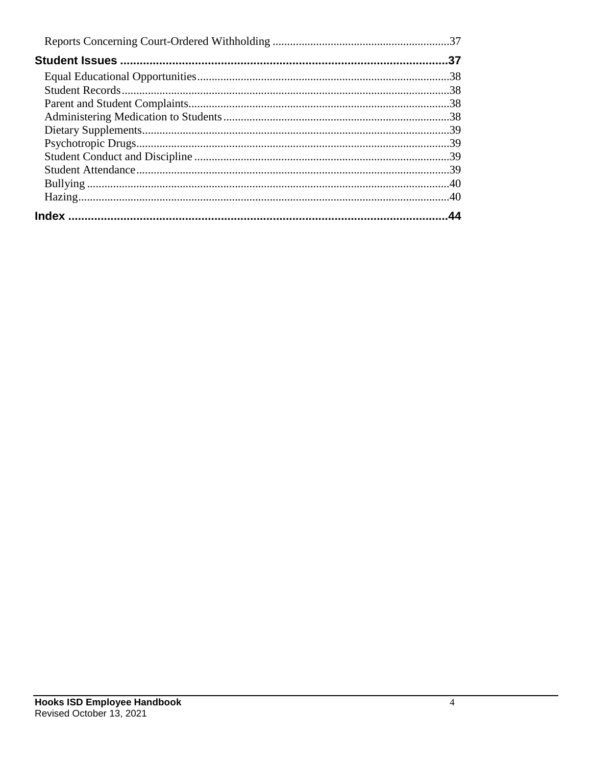Reports Concerning Court-Ordered Withholding ............................................................37

**Student Issues** ......................................................................................................**37**

Equal Educational Opportunities......................................................................................38
Student Records.................................................................................................................38
Parent and Student Complaints..........................................................................................38
Administering Medication to Students..............................................................................38
Dietary Supplements..........................................................................................................39
Psychotropic Drugs............................................................................................................39
Student Conduct and Discipline........................................................................................39
Student Attendance............................................................................................................39
Bullying.............................................................................................................................40
Hazing...............................................................................................................................40

**Index** .....................................................................................................................**44**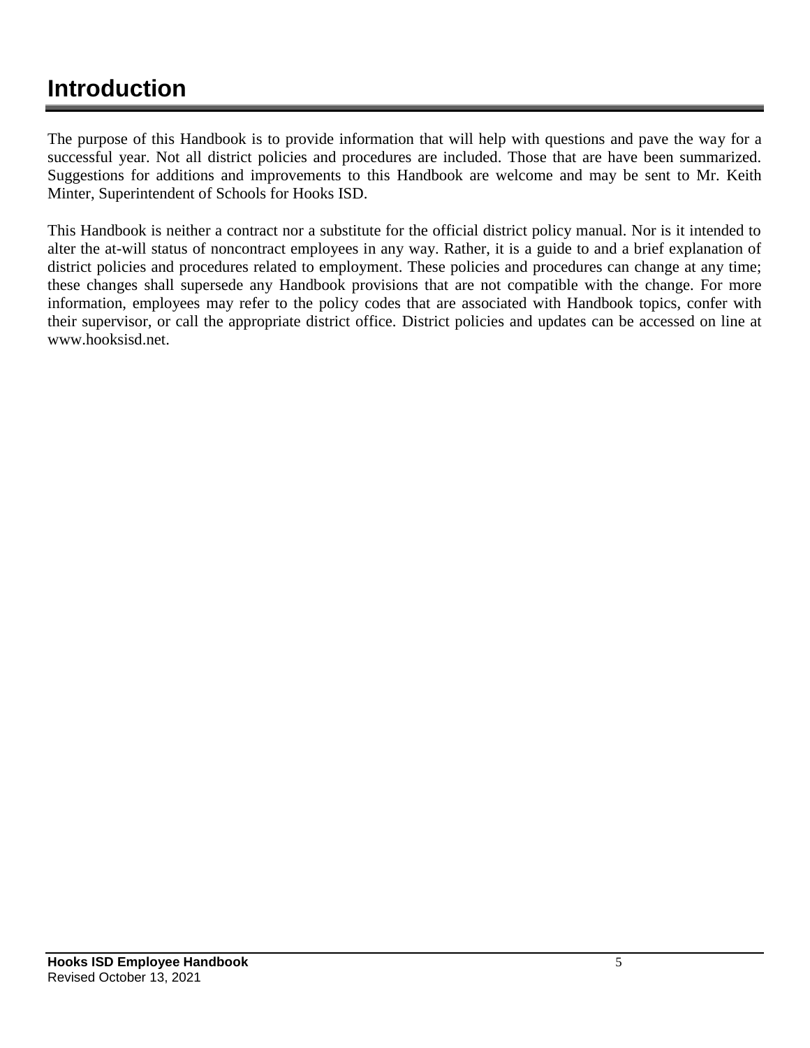# Introduction

The purpose of this Handbook is to provide information that will help with questions and pave the way for a successful year. Not all district policies and procedures are included. Those that are have been summarized. Suggestions for additions and improvements to this Handbook are welcome and may be sent to Mr. Keith Minter, Superintendent of Schools for Hooks ISD.

This Handbook is neither a contract nor a substitute for the official district policy manual. Nor is it intended to alter the at-will status of noncontract employees in any way. Rather, it is a guide to and a brief explanation of district policies and procedures related to employment. These policies and procedures can change at any time; these changes shall supersede any Handbook provisions that are not compatible with the change. For more information, employees may refer to the policy codes that are associated with Handbook topics, confer with their supervisor, or call the appropriate district office. District policies and updates can be accessed on line at www.hooksisd.net.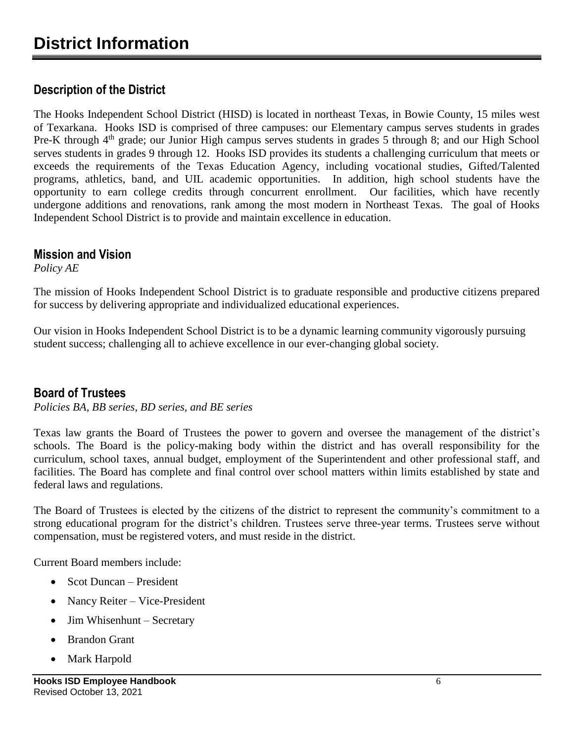# District Information

## Description of the District

The Hooks Independent School District (HISD) is located in northeast Texas, in Bowie County, 15 miles west of Texarkana. Hooks ISD is comprised of three campuses: our Elementary campus serves students in grades Pre-K through 4th grade; our Junior High campus serves students in grades 5 through 8; and our High School serves students in grades 9 through 12. Hooks ISD provides its students a challenging curriculum that meets or exceeds the requirements of the Texas Education Agency, including vocational studies, Gifted/Talented programs, athletics, band, and UIL academic opportunities. In addition, high school students have the opportunity to earn college credits through concurrent enrollment. Our facilities, which have recently undergone additions and renovations, rank among the most modern in Northeast Texas. The goal of Hooks Independent School District is to provide and maintain excellence in education.

## Mission and Vision

*Policy AE*

The mission of Hooks Independent School District is to graduate responsible and productive citizens prepared for success by delivering appropriate and individualized educational experiences.

Our vision in Hooks Independent School District is to be a dynamic learning community vigorously pursuing student success; challenging all to achieve excellence in our ever-changing global society.

## Board of Trustees

*Policies BA, BB series, BD series, and BE series*

Texas law grants the Board of Trustees the power to govern and oversee the management of the district's schools. The Board is the policy-making body within the district and has overall responsibility for the curriculum, school taxes, annual budget, employment of the Superintendent and other professional staff, and facilities. The Board has complete and final control over school matters within limits established by state and federal laws and regulations.

The Board of Trustees is elected by the citizens of the district to represent the community's commitment to a strong educational program for the district's children. Trustees serve three-year terms. Trustees serve without compensation, must be registered voters, and must reside in the district.

Current Board members include:

- Scot Duncan – President
- Nancy Reiter – Vice-President
- Jim Whisenhunt – Secretary
- Brandon Grant
- Mark Harpold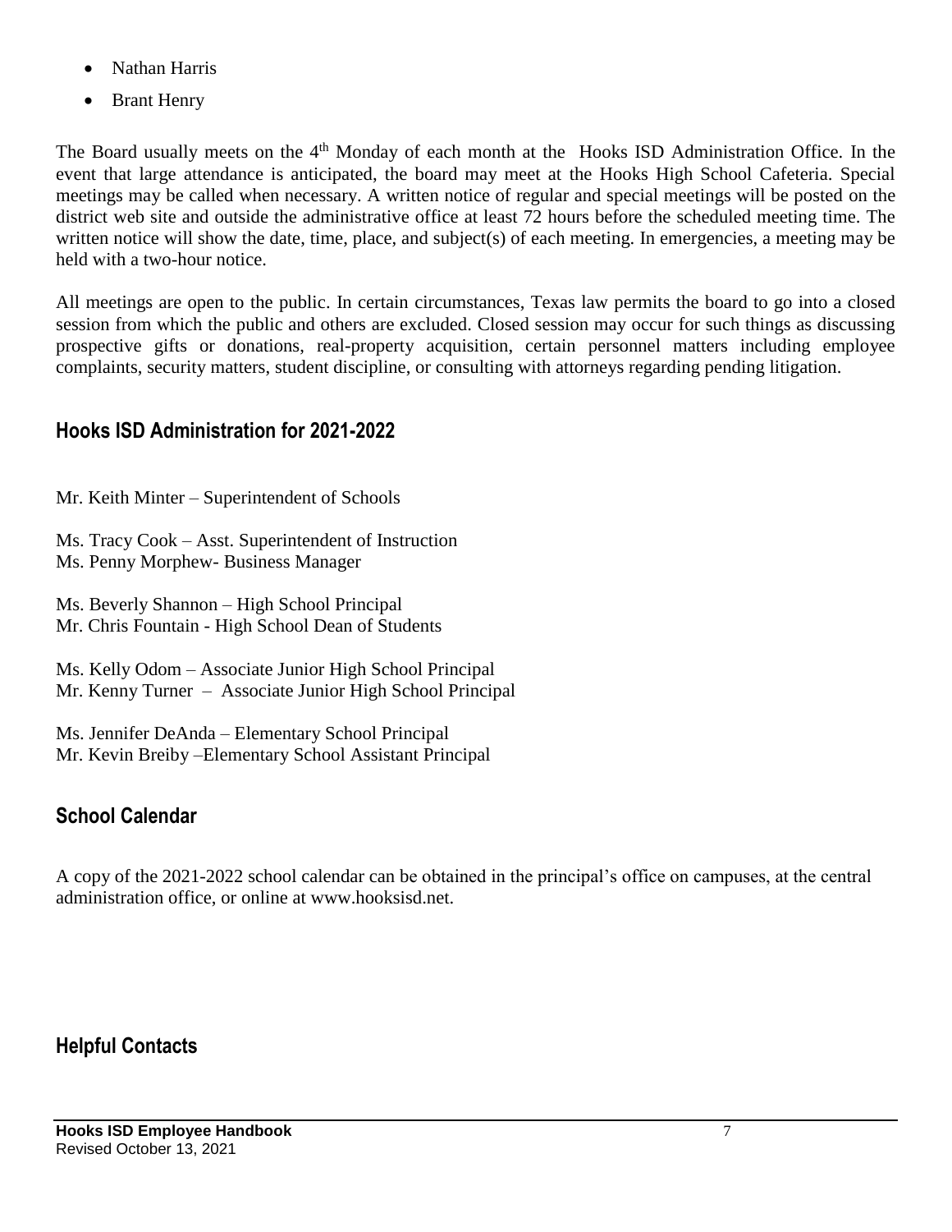- Nathan Harris
- Brant Henry

The Board usually meets on the 4th Monday of each month at the Hooks ISD Administration Office. In the event that large attendance is anticipated, the board may meet at the Hooks High School Cafeteria. Special meetings may be called when necessary. A written notice of regular and special meetings will be posted on the district web site and outside the administrative office at least 72 hours before the scheduled meeting time. The written notice will show the date, time, place, and subject(s) of each meeting. In emergencies, a meeting may be held with a two-hour notice.

All meetings are open to the public. In certain circumstances, Texas law permits the board to go into a closed session from which the public and others are excluded. Closed session may occur for such things as discussing prospective gifts or donations, real-property acquisition, certain personnel matters including employee complaints, security matters, student discipline, or consulting with attorneys regarding pending litigation.

## Hooks ISD Administration for 2021-2022

Mr. Keith Minter – Superintendent of Schools

Ms. Tracy Cook – Asst. Superintendent of Instruction
Ms. Penny Morphew- Business Manager

Ms. Beverly Shannon – High School Principal
Mr. Chris Fountain - High School Dean of Students

Ms. Kelly Odom – Associate Junior High School Principal
Mr. Kenny Turner – Associate Junior High School Principal

Ms. Jennifer DeAnda – Elementary School Principal
Mr. Kevin Breiby –Elementary School Assistant Principal

## School Calendar

A copy of the 2021-2022 school calendar can be obtained in the principal's office on campuses, at the central administration office, or online at www.hooksisd.net.

## Helpful Contacts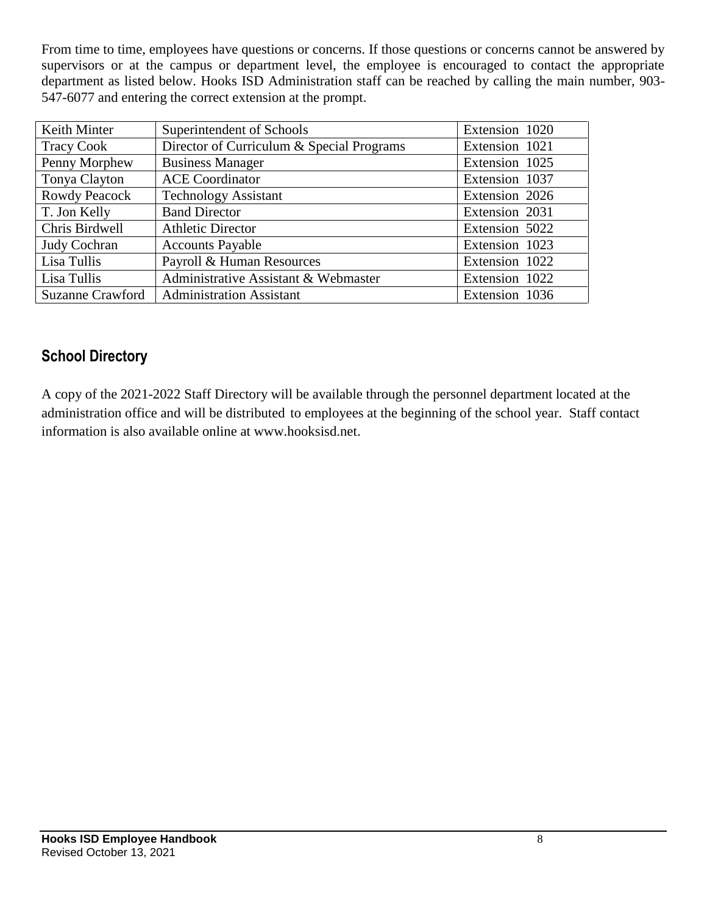From time to time, employees have questions or concerns. If those questions or concerns cannot be answered by supervisors or at the campus or department level, the employee is encouraged to contact the appropriate department as listed below. Hooks ISD Administration staff can be reached by calling the main number, 903-547-6077 and entering the correct extension at the prompt.

| | | |
|---|---|---|
| Keith Minter | Superintendent of Schools | Extension 1020 |
| Tracy Cook | Director of Curriculum & Special Programs | Extension 1021 |
| Penny Morphew | Business Manager | Extension 1025 |
| Tonya Clayton | ACE Coordinator | Extension 1037 |
| Rowdy Peacock | Technology Assistant | Extension 2026 |
| T. Jon Kelly | Band Director | Extension 2031 |
| Chris Birdwell | Athletic Director | Extension 5022 |
| Judy Cochran | Accounts Payable | Extension 1023 |
| Lisa Tullis | Payroll & Human Resources | Extension 1022 |
| Lisa Tullis | Administrative Assistant & Webmaster | Extension 1022 |
| Suzanne Crawford | Administration Assistant | Extension 1036 |

## School Directory

A copy of the 2021-2022 Staff Directory will be available through the personnel department located at the administration office and will be distributed to employees at the beginning of the school year. Staff contact information is also available online at www.hooksisd.net.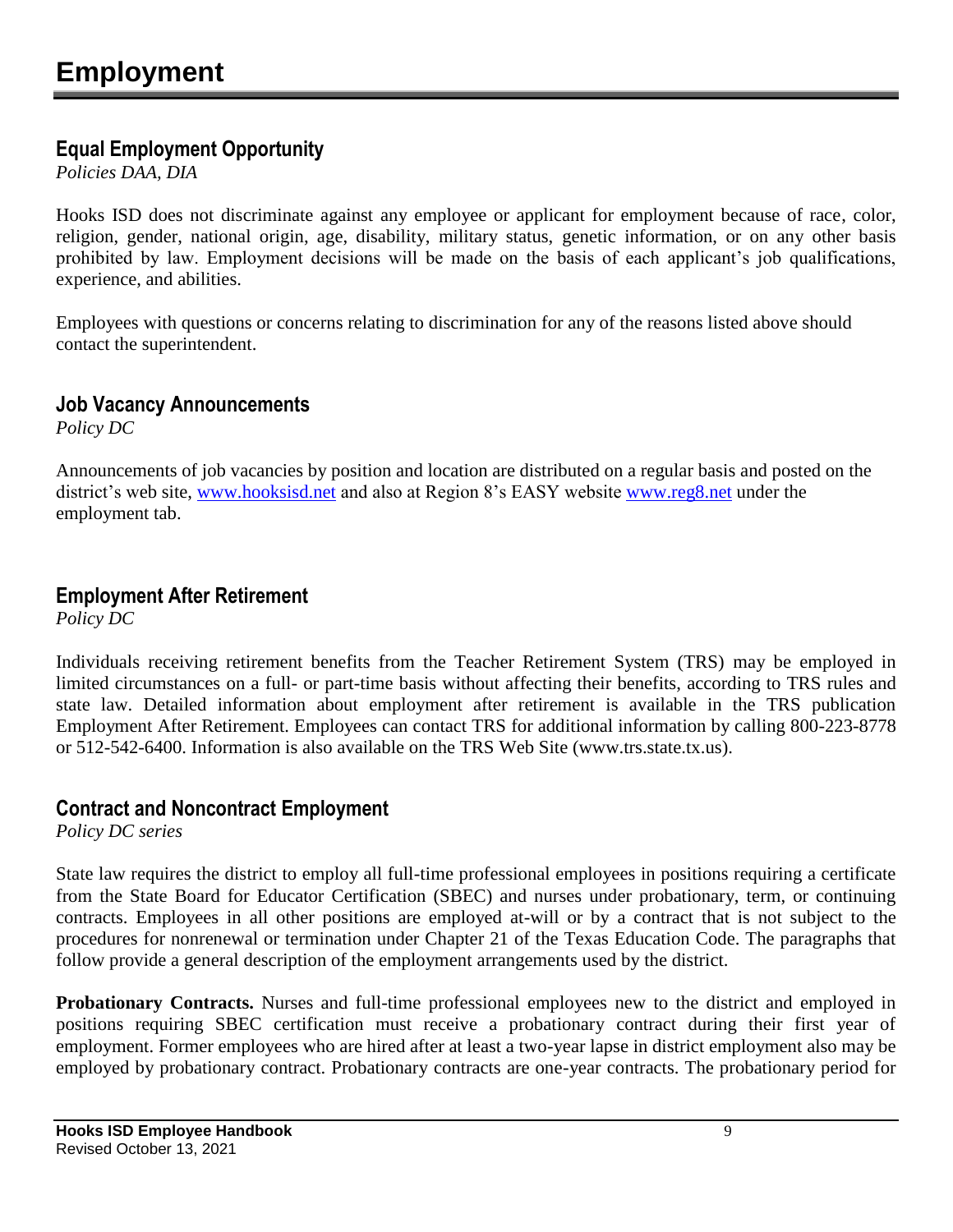# Employment

## Equal Employment Opportunity

*Policies DAA, DIA*

Hooks ISD does not discriminate against any employee or applicant for employment because of race, color, religion, gender, national origin, age, disability, military status, genetic information, or on any other basis prohibited by law. Employment decisions will be made on the basis of each applicant's job qualifications, experience, and abilities.

Employees with questions or concerns relating to discrimination for any of the reasons listed above should contact the superintendent.

## Job Vacancy Announcements

*Policy DC*

Announcements of job vacancies by position and location are distributed on a regular basis and posted on the district's web site, [www.hooksisd.net](http://www.hooksisd.net) and also at Region 8's EASY website [www.reg8.net](http://www.reg8.net) under the employment tab.

## Employment After Retirement

*Policy DC*

Individuals receiving retirement benefits from the Teacher Retirement System (TRS) may be employed in limited circumstances on a full- or part-time basis without affecting their benefits, according to TRS rules and state law. Detailed information about employment after retirement is available in the TRS publication Employment After Retirement. Employees can contact TRS for additional information by calling 800-223-8778 or 512-542-6400. Information is also available on the TRS Web Site (www.trs.state.tx.us).

## Contract and Noncontract Employment

*Policy DC series*

State law requires the district to employ all full-time professional employees in positions requiring a certificate from the State Board for Educator Certification (SBEC) and nurses under probationary, term, or continuing contracts. Employees in all other positions are employed at-will or by a contract that is not subject to the procedures for nonrenewal or termination under Chapter 21 of the Texas Education Code. The paragraphs that follow provide a general description of the employment arrangements used by the district.

**Probationary Contracts.** Nurses and full-time professional employees new to the district and employed in positions requiring SBEC certification must receive a probationary contract during their first year of employment. Former employees who are hired after at least a two-year lapse in district employment also may be employed by probationary contract. Probationary contracts are one-year contracts. The probationary period for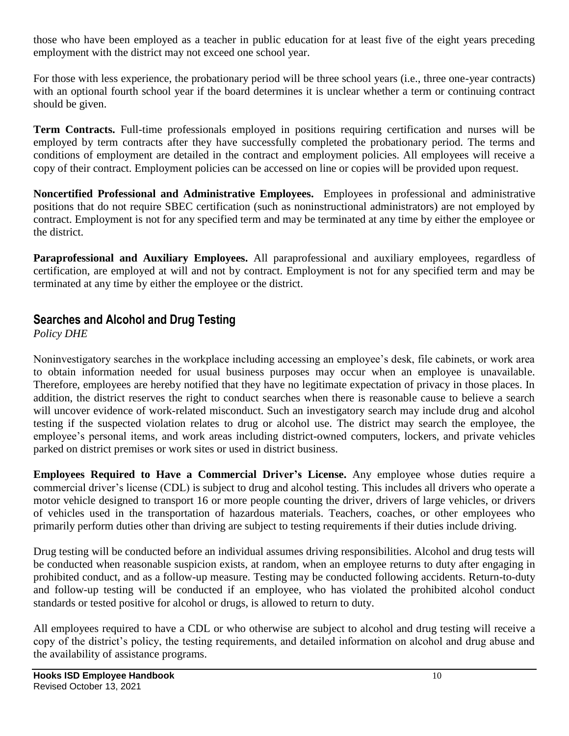those who have been employed as a teacher in public education for at least five of the eight years preceding employment with the district may not exceed one school year.

For those with less experience, the probationary period will be three school years (i.e., three one-year contracts) with an optional fourth school year if the board determines it is unclear whether a term or continuing contract should be given.

**Term Contracts.** Full-time professionals employed in positions requiring certification and nurses will be employed by term contracts after they have successfully completed the probationary period. The terms and conditions of employment are detailed in the contract and employment policies. All employees will receive a copy of their contract. Employment policies can be accessed on line or copies will be provided upon request.

**Noncertified Professional and Administrative Employees.** Employees in professional and administrative positions that do not require SBEC certification (such as noninstructional administrators) are not employed by contract. Employment is not for any specified term and may be terminated at any time by either the employee or the district.

**Paraprofessional and Auxiliary Employees.** All paraprofessional and auxiliary employees, regardless of certification, are employed at will and not by contract. Employment is not for any specified term and may be terminated at any time by either the employee or the district.

## Searches and Alcohol and Drug Testing

*Policy DHE*

Noninvestigatory searches in the workplace including accessing an employee's desk, file cabinets, or work area to obtain information needed for usual business purposes may occur when an employee is unavailable. Therefore, employees are hereby notified that they have no legitimate expectation of privacy in those places. In addition, the district reserves the right to conduct searches when there is reasonable cause to believe a search will uncover evidence of work-related misconduct. Such an investigatory search may include drug and alcohol testing if the suspected violation relates to drug or alcohol use. The district may search the employee, the employee's personal items, and work areas including district-owned computers, lockers, and private vehicles parked on district premises or work sites or used in district business.

**Employees Required to Have a Commercial Driver's License.** Any employee whose duties require a commercial driver's license (CDL) is subject to drug and alcohol testing. This includes all drivers who operate a motor vehicle designed to transport 16 or more people counting the driver, drivers of large vehicles, or drivers of vehicles used in the transportation of hazardous materials. Teachers, coaches, or other employees who primarily perform duties other than driving are subject to testing requirements if their duties include driving.

Drug testing will be conducted before an individual assumes driving responsibilities. Alcohol and drug tests will be conducted when reasonable suspicion exists, at random, when an employee returns to duty after engaging in prohibited conduct, and as a follow-up measure. Testing may be conducted following accidents. Return-to-duty and follow-up testing will be conducted if an employee, who has violated the prohibited alcohol conduct standards or tested positive for alcohol or drugs, is allowed to return to duty.

All employees required to have a CDL or who otherwise are subject to alcohol and drug testing will receive a copy of the district's policy, the testing requirements, and detailed information on alcohol and drug abuse and the availability of assistance programs.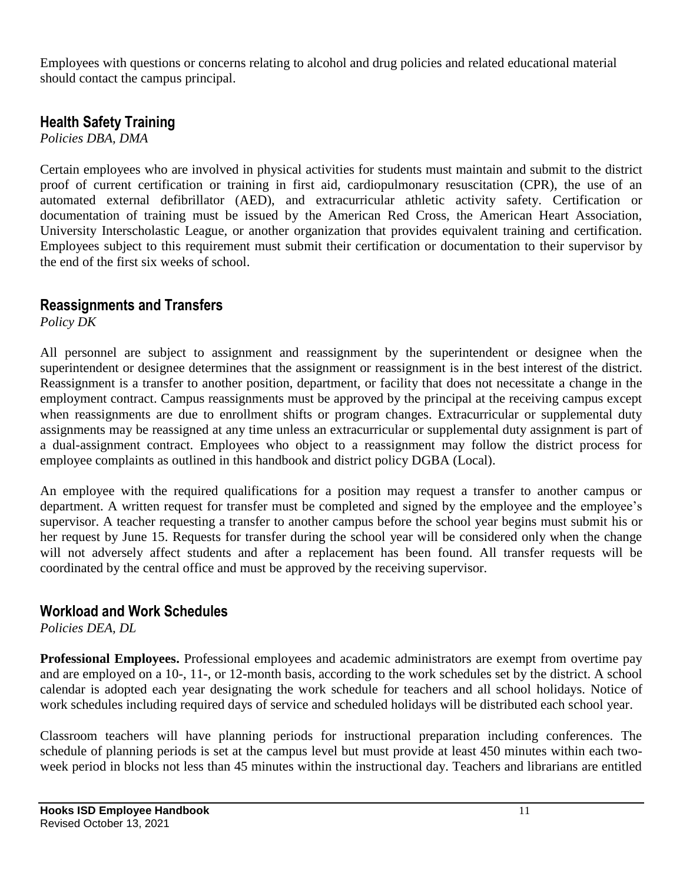Employees with questions or concerns relating to alcohol and drug policies and related educational material should contact the campus principal.

## Health Safety Training

*Policies DBA, DMA*

Certain employees who are involved in physical activities for students must maintain and submit to the district proof of current certification or training in first aid, cardiopulmonary resuscitation (CPR), the use of an automated external defibrillator (AED), and extracurricular athletic activity safety. Certification or documentation of training must be issued by the American Red Cross, the American Heart Association, University Interscholastic League, or another organization that provides equivalent training and certification. Employees subject to this requirement must submit their certification or documentation to their supervisor by the end of the first six weeks of school.

## Reassignments and Transfers

*Policy DK*

All personnel are subject to assignment and reassignment by the superintendent or designee when the superintendent or designee determines that the assignment or reassignment is in the best interest of the district. Reassignment is a transfer to another position, department, or facility that does not necessitate a change in the employment contract. Campus reassignments must be approved by the principal at the receiving campus except when reassignments are due to enrollment shifts or program changes. Extracurricular or supplemental duty assignments may be reassigned at any time unless an extracurricular or supplemental duty assignment is part of a dual-assignment contract. Employees who object to a reassignment may follow the district process for employee complaints as outlined in this handbook and district policy DGBA (Local).

An employee with the required qualifications for a position may request a transfer to another campus or department. A written request for transfer must be completed and signed by the employee and the employee's supervisor. A teacher requesting a transfer to another campus before the school year begins must submit his or her request by June 15. Requests for transfer during the school year will be considered only when the change will not adversely affect students and after a replacement has been found. All transfer requests will be coordinated by the central office and must be approved by the receiving supervisor.

## Workload and Work Schedules

*Policies DEA, DL*

**Professional Employees.** Professional employees and academic administrators are exempt from overtime pay and are employed on a 10-, 11-, or 12-month basis, according to the work schedules set by the district. A school calendar is adopted each year designating the work schedule for teachers and all school holidays. Notice of work schedules including required days of service and scheduled holidays will be distributed each school year.

Classroom teachers will have planning periods for instructional preparation including conferences. The schedule of planning periods is set at the campus level but must provide at least 450 minutes within each two-week period in blocks not less than 45 minutes within the instructional day. Teachers and librarians are entitled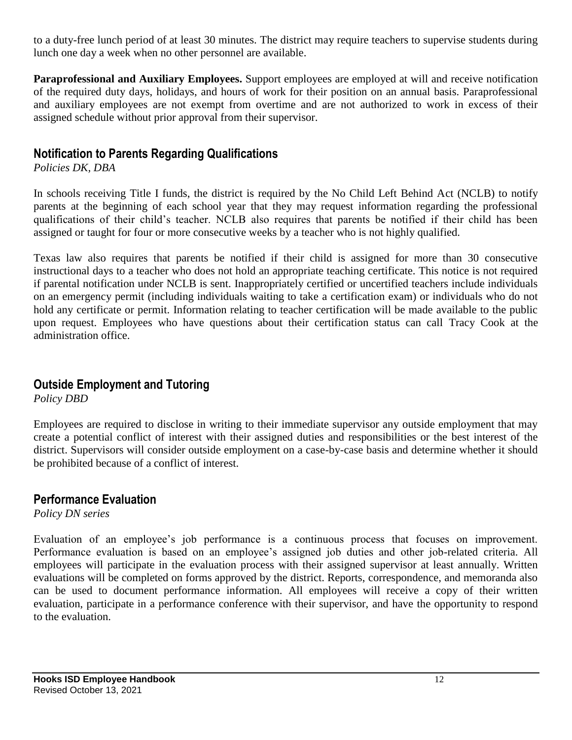to a duty-free lunch period of at least 30 minutes. The district may require teachers to supervise students during lunch one day a week when no other personnel are available.

**Paraprofessional and Auxiliary Employees.** Support employees are employed at will and receive notification of the required duty days, holidays, and hours of work for their position on an annual basis. Paraprofessional and auxiliary employees are not exempt from overtime and are not authorized to work in excess of their assigned schedule without prior approval from their supervisor.

## Notification to Parents Regarding Qualifications

*Policies DK, DBA*

In schools receiving Title I funds, the district is required by the No Child Left Behind Act (NCLB) to notify parents at the beginning of each school year that they may request information regarding the professional qualifications of their child's teacher. NCLB also requires that parents be notified if their child has been assigned or taught for four or more consecutive weeks by a teacher who is not highly qualified.

Texas law also requires that parents be notified if their child is assigned for more than 30 consecutive instructional days to a teacher who does not hold an appropriate teaching certificate. This notice is not required if parental notification under NCLB is sent. Inappropriately certified or uncertified teachers include individuals on an emergency permit (including individuals waiting to take a certification exam) or individuals who do not hold any certificate or permit. Information relating to teacher certification will be made available to the public upon request. Employees who have questions about their certification status can call Tracy Cook at the administration office.

## Outside Employment and Tutoring

*Policy DBD*

Employees are required to disclose in writing to their immediate supervisor any outside employment that may create a potential conflict of interest with their assigned duties and responsibilities or the best interest of the district. Supervisors will consider outside employment on a case-by-case basis and determine whether it should be prohibited because of a conflict of interest.

## Performance Evaluation

*Policy DN series*

Evaluation of an employee's job performance is a continuous process that focuses on improvement. Performance evaluation is based on an employee's assigned job duties and other job-related criteria. All employees will participate in the evaluation process with their assigned supervisor at least annually. Written evaluations will be completed on forms approved by the district. Reports, correspondence, and memoranda also can be used to document performance information. All employees will receive a copy of their written evaluation, participate in a performance conference with their supervisor, and have the opportunity to respond to the evaluation.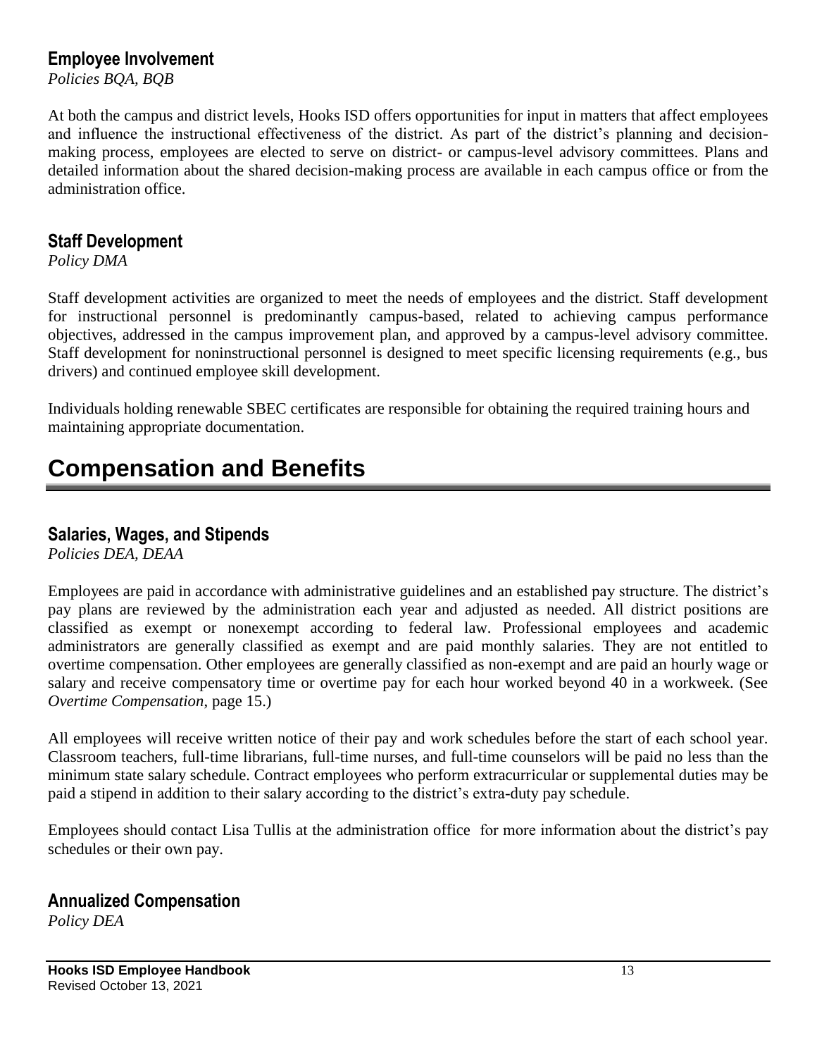### Employee Involvement

*Policies BQA, BQB*

At both the campus and district levels, Hooks ISD offers opportunities for input in matters that affect employees and influence the instructional effectiveness of the district. As part of the district's planning and decision-making process, employees are elected to serve on district- or campus-level advisory committees. Plans and detailed information about the shared decision-making process are available in each campus office or from the administration office.

### Staff Development

*Policy DMA*

Staff development activities are organized to meet the needs of employees and the district. Staff development for instructional personnel is predominantly campus-based, related to achieving campus performance objectives, addressed in the campus improvement plan, and approved by a campus-level advisory committee. Staff development for noninstructional personnel is designed to meet specific licensing requirements (e.g., bus drivers) and continued employee skill development.

Individuals holding renewable SBEC certificates are responsible for obtaining the required training hours and maintaining appropriate documentation.

# Compensation and Benefits

### Salaries, Wages, and Stipends

*Policies DEA, DEAA*

Employees are paid in accordance with administrative guidelines and an established pay structure. The district's pay plans are reviewed by the administration each year and adjusted as needed. All district positions are classified as exempt or nonexempt according to federal law. Professional employees and academic administrators are generally classified as exempt and are paid monthly salaries. They are not entitled to overtime compensation. Other employees are generally classified as non-exempt and are paid an hourly wage or salary and receive compensatory time or overtime pay for each hour worked beyond 40 in a workweek. (See *Overtime Compensation*, page 15.)

All employees will receive written notice of their pay and work schedules before the start of each school year. Classroom teachers, full-time librarians, full-time nurses, and full-time counselors will be paid no less than the minimum state salary schedule. Contract employees who perform extracurricular or supplemental duties may be paid a stipend in addition to their salary according to the district's extra-duty pay schedule.

Employees should contact Lisa Tullis at the administration office for more information about the district's pay schedules or their own pay.

### Annualized Compensation

*Policy DEA*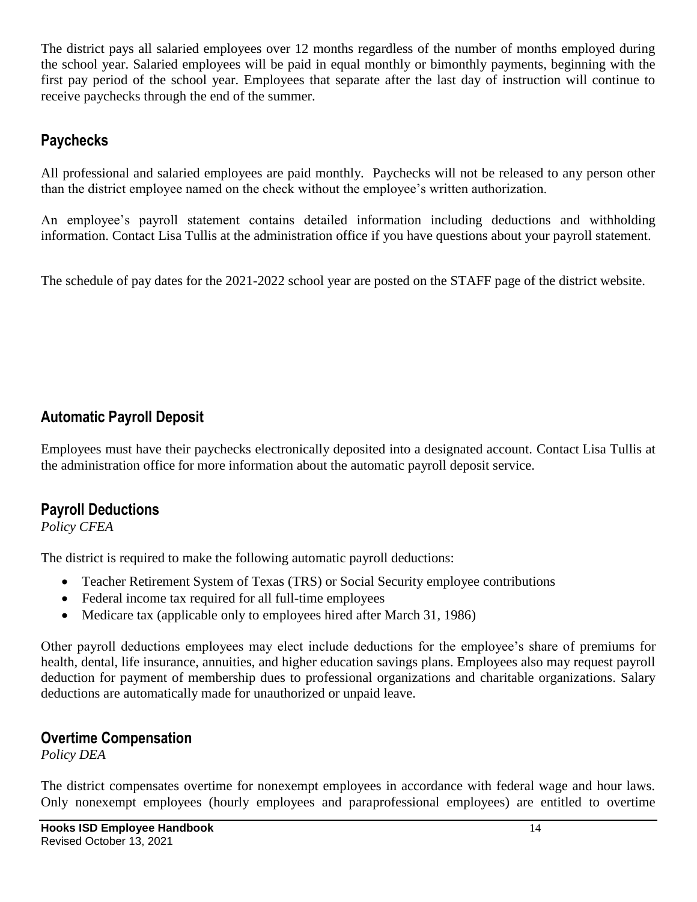The district pays all salaried employees over 12 months regardless of the number of months employed during the school year. Salaried employees will be paid in equal monthly or bimonthly payments, beginning with the first pay period of the school year. Employees that separate after the last day of instruction will continue to receive paychecks through the end of the summer.

## Paychecks

All professional and salaried employees are paid monthly. Paychecks will not be released to any person other than the district employee named on the check without the employee's written authorization.

An employee's payroll statement contains detailed information including deductions and withholding information. Contact Lisa Tullis at the administration office if you have questions about your payroll statement.

The schedule of pay dates for the 2021-2022 school year are posted on the STAFF page of the district website.

## Automatic Payroll Deposit

Employees must have their paychecks electronically deposited into a designated account. Contact Lisa Tullis at the administration office for more information about the automatic payroll deposit service.

## Payroll Deductions

*Policy CFEA*

The district is required to make the following automatic payroll deductions:

- Teacher Retirement System of Texas (TRS) or Social Security employee contributions
- Federal income tax required for all full-time employees
- Medicare tax (applicable only to employees hired after March 31, 1986)

Other payroll deductions employees may elect include deductions for the employee's share of premiums for health, dental, life insurance, annuities, and higher education savings plans. Employees also may request payroll deduction for payment of membership dues to professional organizations and charitable organizations. Salary deductions are automatically made for unauthorized or unpaid leave.

## Overtime Compensation

*Policy DEA*

The district compensates overtime for nonexempt employees in accordance with federal wage and hour laws. Only nonexempt employees (hourly employees and paraprofessional employees) are entitled to overtime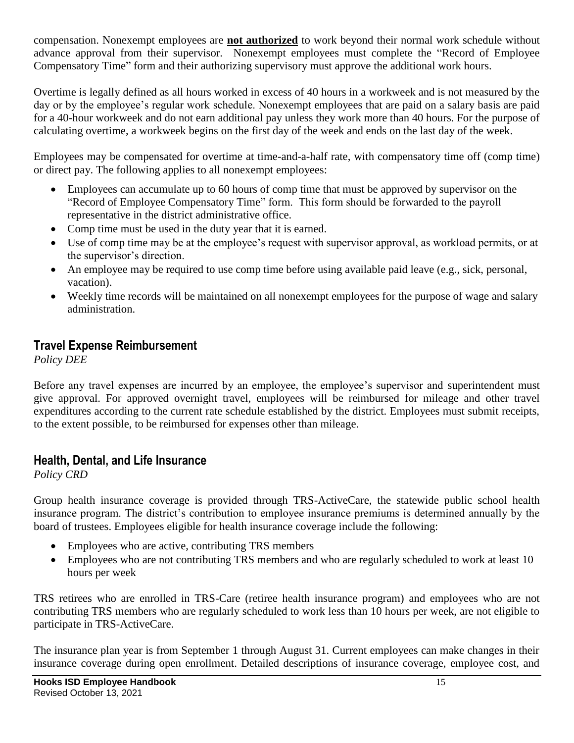compensation. Nonexempt employees are **not authorized** to work beyond their normal work schedule without advance approval from their supervisor. Nonexempt employees must complete the "Record of Employee Compensatory Time" form and their authorizing supervisory must approve the additional work hours.

Overtime is legally defined as all hours worked in excess of 40 hours in a workweek and is not measured by the day or by the employee's regular work schedule. Nonexempt employees that are paid on a salary basis are paid for a 40-hour workweek and do not earn additional pay unless they work more than 40 hours. For the purpose of calculating overtime, a workweek begins on the first day of the week and ends on the last day of the week.

Employees may be compensated for overtime at time-and-a-half rate, with compensatory time off (comp time) or direct pay. The following applies to all nonexempt employees:

- Employees can accumulate up to 60 hours of comp time that must be approved by supervisor on the "Record of Employee Compensatory Time" form. This form should be forwarded to the payroll representative in the district administrative office.
- Comp time must be used in the duty year that it is earned.
- Use of comp time may be at the employee's request with supervisor approval, as workload permits, or at the supervisor's direction.
- An employee may be required to use comp time before using available paid leave (e.g., sick, personal, vacation).
- Weekly time records will be maintained on all nonexempt employees for the purpose of wage and salary administration.

## Travel Expense Reimbursement

*Policy DEE*

Before any travel expenses are incurred by an employee, the employee's supervisor and superintendent must give approval. For approved overnight travel, employees will be reimbursed for mileage and other travel expenditures according to the current rate schedule established by the district. Employees must submit receipts, to the extent possible, to be reimbursed for expenses other than mileage.

## Health, Dental, and Life Insurance

*Policy CRD*

Group health insurance coverage is provided through TRS-ActiveCare, the statewide public school health insurance program. The district's contribution to employee insurance premiums is determined annually by the board of trustees. Employees eligible for health insurance coverage include the following:

- Employees who are active, contributing TRS members
- Employees who are not contributing TRS members and who are regularly scheduled to work at least 10 hours per week

TRS retirees who are enrolled in TRS-Care (retiree health insurance program) and employees who are not contributing TRS members who are regularly scheduled to work less than 10 hours per week, are not eligible to participate in TRS-ActiveCare.

The insurance plan year is from September 1 through August 31. Current employees can make changes in their insurance coverage during open enrollment. Detailed descriptions of insurance coverage, employee cost, and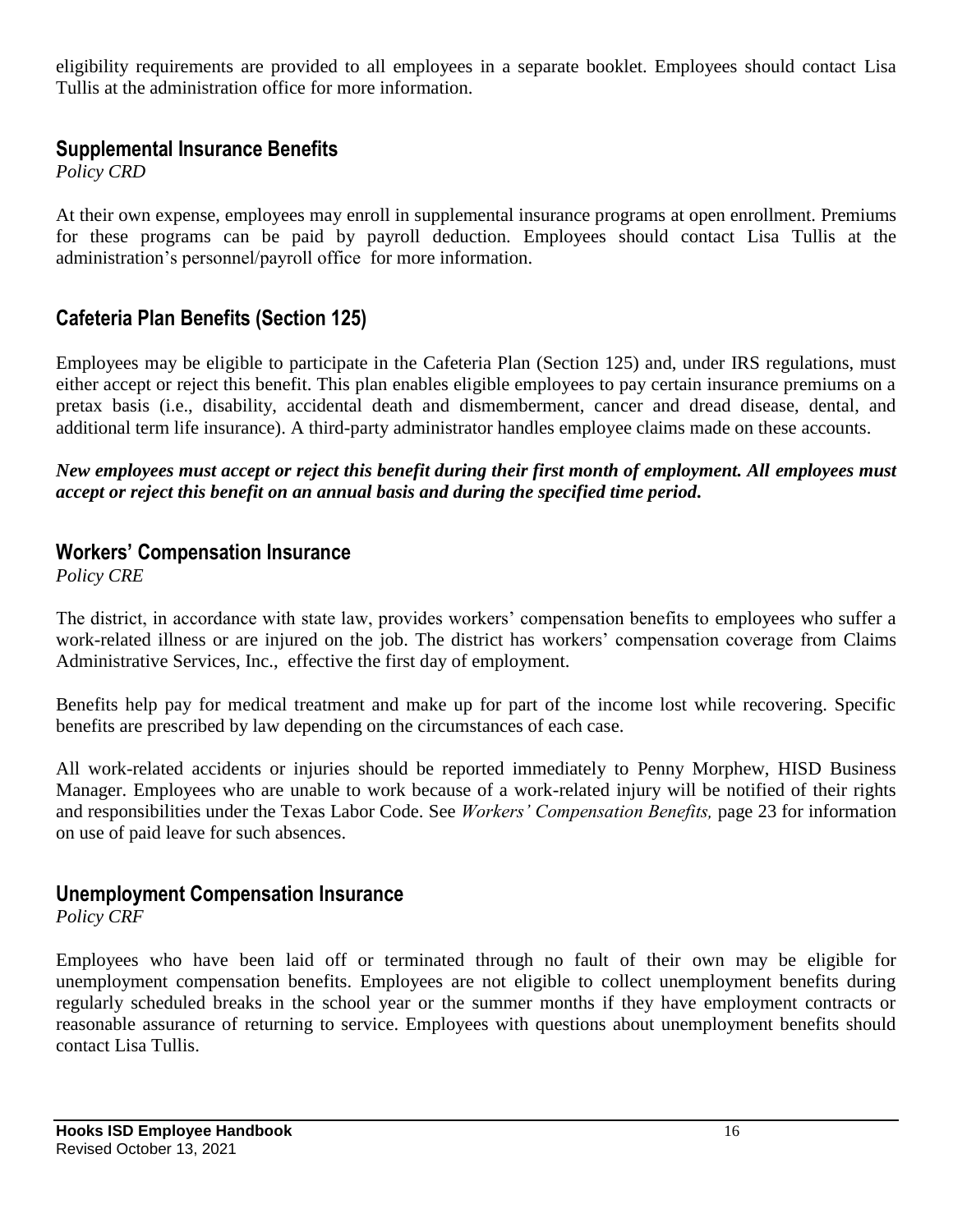eligibility requirements are provided to all employees in a separate booklet. Employees should contact Lisa Tullis at the administration office for more information.

## Supplemental Insurance Benefits

*Policy CRD*

At their own expense, employees may enroll in supplemental insurance programs at open enrollment. Premiums for these programs can be paid by payroll deduction. Employees should contact Lisa Tullis at the administration's personnel/payroll office for more information.

## Cafeteria Plan Benefits (Section 125)

Employees may be eligible to participate in the Cafeteria Plan (Section 125) and, under IRS regulations, must either accept or reject this benefit. This plan enables eligible employees to pay certain insurance premiums on a pretax basis (i.e., disability, accidental death and dismemberment, cancer and dread disease, dental, and additional term life insurance). A third-party administrator handles employee claims made on these accounts.

***New employees must accept or reject this benefit during their first month of employment. All employees must accept or reject this benefit on an annual basis and during the specified time period.***

## Workers' Compensation Insurance

*Policy CRE*

The district, in accordance with state law, provides workers' compensation benefits to employees who suffer a work-related illness or are injured on the job. The district has workers' compensation coverage from Claims Administrative Services, Inc., effective the first day of employment.

Benefits help pay for medical treatment and make up for part of the income lost while recovering. Specific benefits are prescribed by law depending on the circumstances of each case.

All work-related accidents or injuries should be reported immediately to Penny Morphew, HISD Business Manager. Employees who are unable to work because of a work-related injury will be notified of their rights and responsibilities under the Texas Labor Code. See *Workers' Compensation Benefits,* page 23 for information on use of paid leave for such absences.

## Unemployment Compensation Insurance

*Policy CRF*

Employees who have been laid off or terminated through no fault of their own may be eligible for unemployment compensation benefits. Employees are not eligible to collect unemployment benefits during regularly scheduled breaks in the school year or the summer months if they have employment contracts or reasonable assurance of returning to service. Employees with questions about unemployment benefits should contact Lisa Tullis.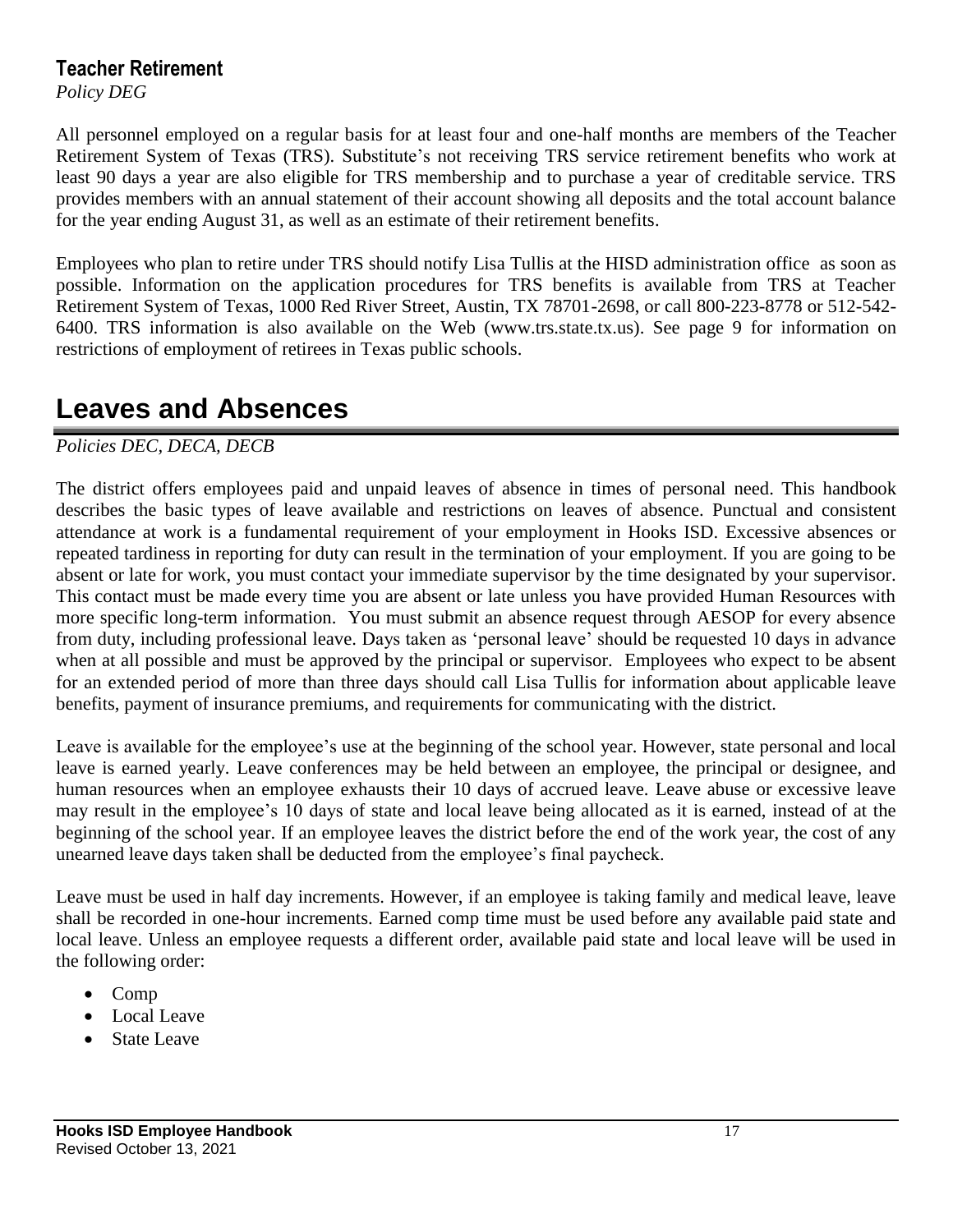### Teacher Retirement

*Policy DEG*

All personnel employed on a regular basis for at least four and one-half months are members of the Teacher Retirement System of Texas (TRS). Substitute's not receiving TRS service retirement benefits who work at least 90 days a year are also eligible for TRS membership and to purchase a year of creditable service. TRS provides members with an annual statement of their account showing all deposits and the total account balance for the year ending August 31, as well as an estimate of their retirement benefits.

Employees who plan to retire under TRS should notify Lisa Tullis at the HISD administration office as soon as possible. Information on the application procedures for TRS benefits is available from TRS at Teacher Retirement System of Texas, 1000 Red River Street, Austin, TX 78701-2698, or call 800-223-8778 or 512-542-6400. TRS information is also available on the Web (www.trs.state.tx.us). See page 9 for information on restrictions of employment of retirees in Texas public schools.

## Leaves and Absences

*Policies DEC, DECA, DECB*

The district offers employees paid and unpaid leaves of absence in times of personal need. This handbook describes the basic types of leave available and restrictions on leaves of absence. Punctual and consistent attendance at work is a fundamental requirement of your employment in Hooks ISD. Excessive absences or repeated tardiness in reporting for duty can result in the termination of your employment. If you are going to be absent or late for work, you must contact your immediate supervisor by the time designated by your supervisor. This contact must be made every time you are absent or late unless you have provided Human Resources with more specific long-term information. You must submit an absence request through AESOP for every absence from duty, including professional leave. Days taken as 'personal leave' should be requested 10 days in advance when at all possible and must be approved by the principal or supervisor. Employees who expect to be absent for an extended period of more than three days should call Lisa Tullis for information about applicable leave benefits, payment of insurance premiums, and requirements for communicating with the district.

Leave is available for the employee's use at the beginning of the school year. However, state personal and local leave is earned yearly. Leave conferences may be held between an employee, the principal or designee, and human resources when an employee exhausts their 10 days of accrued leave. Leave abuse or excessive leave may result in the employee's 10 days of state and local leave being allocated as it is earned, instead of at the beginning of the school year. If an employee leaves the district before the end of the work year, the cost of any unearned leave days taken shall be deducted from the employee's final paycheck.

Leave must be used in half day increments. However, if an employee is taking family and medical leave, leave shall be recorded in one-hour increments. Earned comp time must be used before any available paid state and local leave. Unless an employee requests a different order, available paid state and local leave will be used in the following order:

- Comp
- Local Leave
- State Leave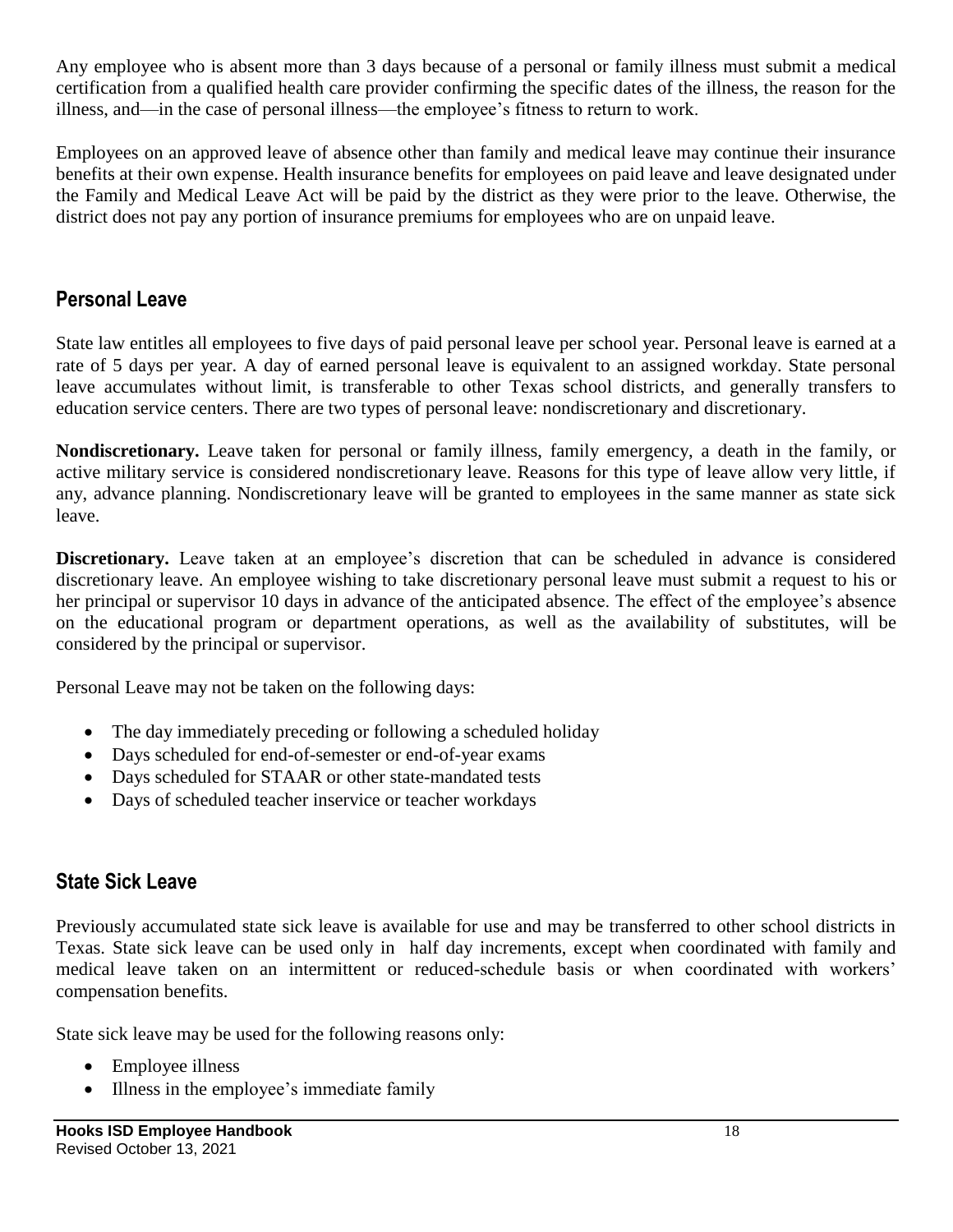Any employee who is absent more than 3 days because of a personal or family illness must submit a medical certification from a qualified health care provider confirming the specific dates of the illness, the reason for the illness, and—in the case of personal illness—the employee's fitness to return to work.

Employees on an approved leave of absence other than family and medical leave may continue their insurance benefits at their own expense. Health insurance benefits for employees on paid leave and leave designated under the Family and Medical Leave Act will be paid by the district as they were prior to the leave. Otherwise, the district does not pay any portion of insurance premiums for employees who are on unpaid leave.

## Personal Leave

State law entitles all employees to five days of paid personal leave per school year. Personal leave is earned at a rate of 5 days per year. A day of earned personal leave is equivalent to an assigned workday. State personal leave accumulates without limit, is transferable to other Texas school districts, and generally transfers to education service centers. There are two types of personal leave: nondiscretionary and discretionary.

**Nondiscretionary.** Leave taken for personal or family illness, family emergency, a death in the family, or active military service is considered nondiscretionary leave. Reasons for this type of leave allow very little, if any, advance planning. Nondiscretionary leave will be granted to employees in the same manner as state sick leave.

**Discretionary.** Leave taken at an employee's discretion that can be scheduled in advance is considered discretionary leave. An employee wishing to take discretionary personal leave must submit a request to his or her principal or supervisor 10 days in advance of the anticipated absence. The effect of the employee's absence on the educational program or department operations, as well as the availability of substitutes, will be considered by the principal or supervisor.

Personal Leave may not be taken on the following days:

- The day immediately preceding or following a scheduled holiday
- Days scheduled for end-of-semester or end-of-year exams
- Days scheduled for STAAR or other state-mandated tests
- Days of scheduled teacher inservice or teacher workdays

## State Sick Leave

Previously accumulated state sick leave is available for use and may be transferred to other school districts in Texas. State sick leave can be used only in half day increments, except when coordinated with family and medical leave taken on an intermittent or reduced-schedule basis or when coordinated with workers' compensation benefits.

State sick leave may be used for the following reasons only:

- Employee illness
- Illness in the employee's immediate family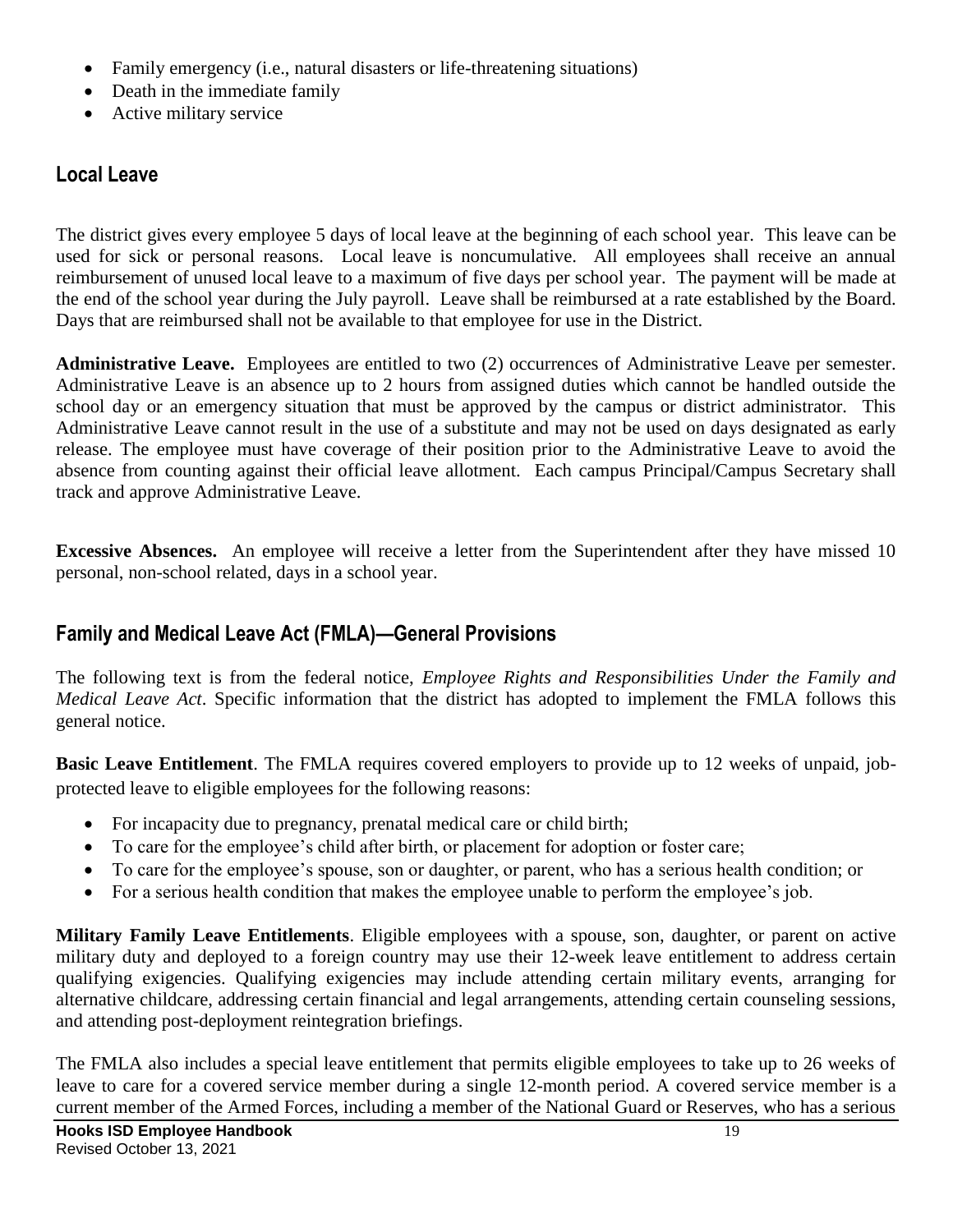- Family emergency (i.e., natural disasters or life-threatening situations)
- Death in the immediate family
- Active military service

## Local Leave

The district gives every employee 5 days of local leave at the beginning of each school year. This leave can be used for sick or personal reasons. Local leave is noncumulative. All employees shall receive an annual reimbursement of unused local leave to a maximum of five days per school year. The payment will be made at the end of the school year during the July payroll. Leave shall be reimbursed at a rate established by the Board. Days that are reimbursed shall not be available to that employee for use in the District.

**Administrative Leave.** Employees are entitled to two (2) occurrences of Administrative Leave per semester. Administrative Leave is an absence up to 2 hours from assigned duties which cannot be handled outside the school day or an emergency situation that must be approved by the campus or district administrator. This Administrative Leave cannot result in the use of a substitute and may not be used on days designated as early release. The employee must have coverage of their position prior to the Administrative Leave to avoid the absence from counting against their official leave allotment. Each campus Principal/Campus Secretary shall track and approve Administrative Leave.

**Excessive Absences.** An employee will receive a letter from the Superintendent after they have missed 10 personal, non-school related, days in a school year.

## Family and Medical Leave Act (FMLA)—General Provisions

The following text is from the federal notice, *Employee Rights and Responsibilities Under the Family and Medical Leave Act*. Specific information that the district has adopted to implement the FMLA follows this general notice.

**Basic Leave Entitlement**. The FMLA requires covered employers to provide up to 12 weeks of unpaid, job-protected leave to eligible employees for the following reasons:

- For incapacity due to pregnancy, prenatal medical care or child birth;
- To care for the employee's child after birth, or placement for adoption or foster care;
- To care for the employee's spouse, son or daughter, or parent, who has a serious health condition; or
- For a serious health condition that makes the employee unable to perform the employee's job.

**Military Family Leave Entitlements**. Eligible employees with a spouse, son, daughter, or parent on active military duty and deployed to a foreign country may use their 12-week leave entitlement to address certain qualifying exigencies. Qualifying exigencies may include attending certain military events, arranging for alternative childcare, addressing certain financial and legal arrangements, attending certain counseling sessions, and attending post-deployment reintegration briefings.

The FMLA also includes a special leave entitlement that permits eligible employees to take up to 26 weeks of leave to care for a covered service member during a single 12-month period. A covered service member is a current member of the Armed Forces, including a member of the National Guard or Reserves, who has a serious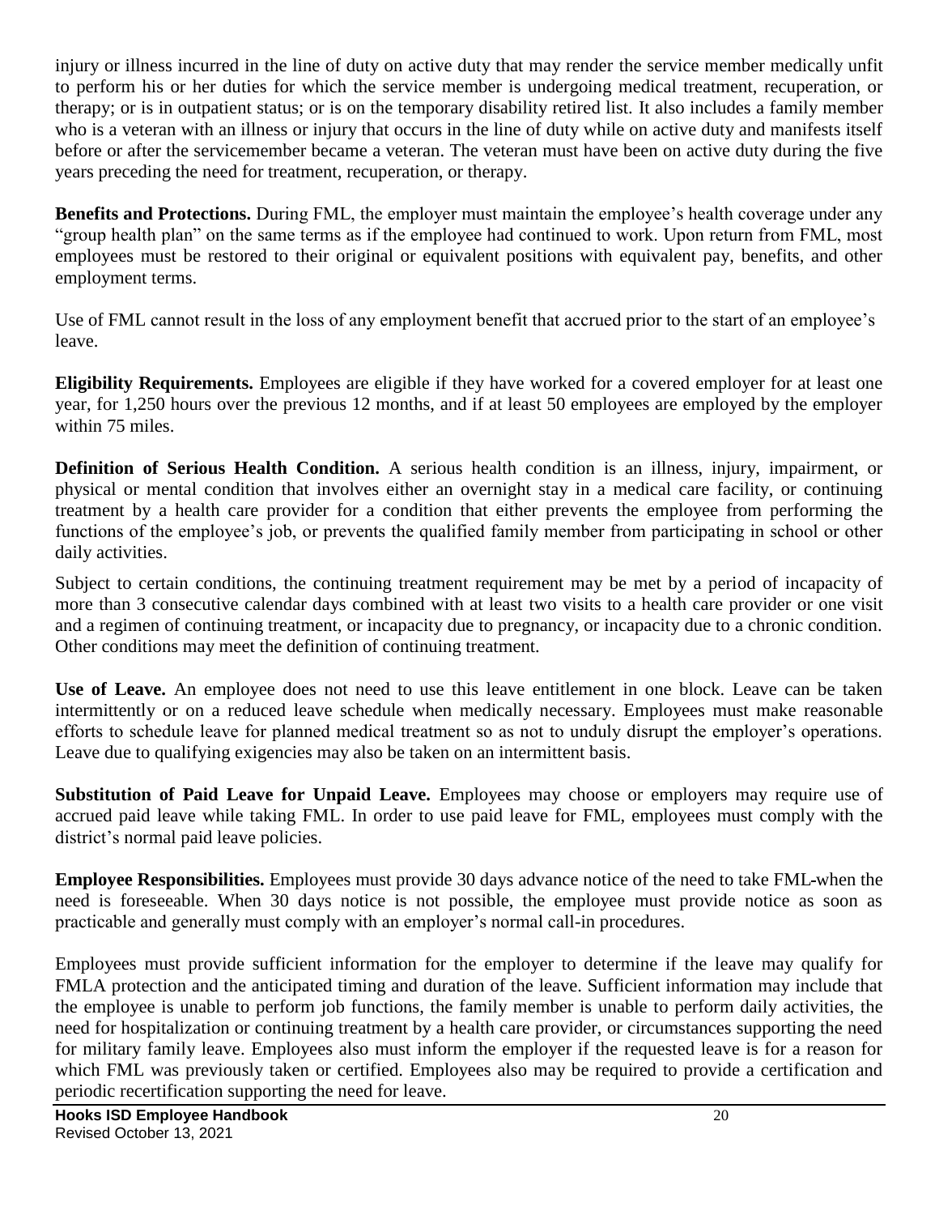injury or illness incurred in the line of duty on active duty that may render the service member medically unfit to perform his or her duties for which the service member is undergoing medical treatment, recuperation, or therapy; or is in outpatient status; or is on the temporary disability retired list. It also includes a family member who is a veteran with an illness or injury that occurs in the line of duty while on active duty and manifests itself before or after the servicemember became a veteran. The veteran must have been on active duty during the five years preceding the need for treatment, recuperation, or therapy.

**Benefits and Protections.** During FML, the employer must maintain the employee's health coverage under any "group health plan" on the same terms as if the employee had continued to work. Upon return from FML, most employees must be restored to their original or equivalent positions with equivalent pay, benefits, and other employment terms.

Use of FML cannot result in the loss of any employment benefit that accrued prior to the start of an employee's leave.

**Eligibility Requirements.** Employees are eligible if they have worked for a covered employer for at least one year, for 1,250 hours over the previous 12 months, and if at least 50 employees are employed by the employer within 75 miles.

**Definition of Serious Health Condition.** A serious health condition is an illness, injury, impairment, or physical or mental condition that involves either an overnight stay in a medical care facility, or continuing treatment by a health care provider for a condition that either prevents the employee from performing the functions of the employee's job, or prevents the qualified family member from participating in school or other daily activities.

Subject to certain conditions, the continuing treatment requirement may be met by a period of incapacity of more than 3 consecutive calendar days combined with at least two visits to a health care provider or one visit and a regimen of continuing treatment, or incapacity due to pregnancy, or incapacity due to a chronic condition. Other conditions may meet the definition of continuing treatment.

**Use of Leave.** An employee does not need to use this leave entitlement in one block. Leave can be taken intermittently or on a reduced leave schedule when medically necessary. Employees must make reasonable efforts to schedule leave for planned medical treatment so as not to unduly disrupt the employer's operations. Leave due to qualifying exigencies may also be taken on an intermittent basis.

**Substitution of Paid Leave for Unpaid Leave.** Employees may choose or employers may require use of accrued paid leave while taking FML. In order to use paid leave for FML, employees must comply with the district's normal paid leave policies.

**Employee Responsibilities.** Employees must provide 30 days advance notice of the need to take FML when the need is foreseeable. When 30 days notice is not possible, the employee must provide notice as soon as practicable and generally must comply with an employer's normal call-in procedures.

Employees must provide sufficient information for the employer to determine if the leave may qualify for FMLA protection and the anticipated timing and duration of the leave. Sufficient information may include that the employee is unable to perform job functions, the family member is unable to perform daily activities, the need for hospitalization or continuing treatment by a health care provider, or circumstances supporting the need for military family leave. Employees also must inform the employer if the requested leave is for a reason for which FML was previously taken or certified. Employees also may be required to provide a certification and periodic recertification supporting the need for leave.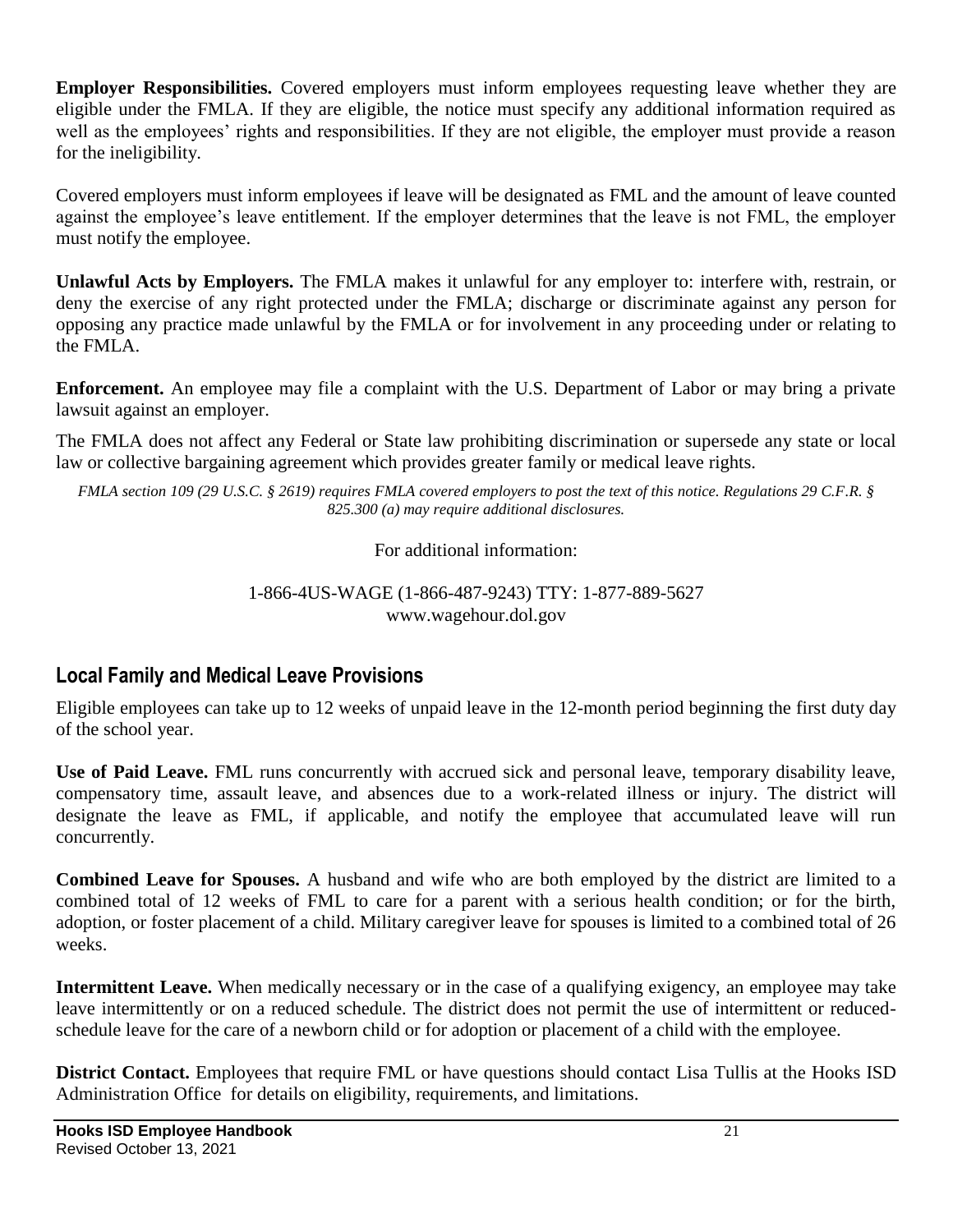**Employer Responsibilities.** Covered employers must inform employees requesting leave whether they are eligible under the FMLA. If they are eligible, the notice must specify any additional information required as well as the employees' rights and responsibilities. If they are not eligible, the employer must provide a reason for the ineligibility.

Covered employers must inform employees if leave will be designated as FML and the amount of leave counted against the employee's leave entitlement. If the employer determines that the leave is not FML, the employer must notify the employee.

**Unlawful Acts by Employers.** The FMLA makes it unlawful for any employer to: interfere with, restrain, or deny the exercise of any right protected under the FMLA; discharge or discriminate against any person for opposing any practice made unlawful by the FMLA or for involvement in any proceeding under or relating to the FMLA.

**Enforcement.** An employee may file a complaint with the U.S. Department of Labor or may bring a private lawsuit against an employer.

The FMLA does not affect any Federal or State law prohibiting discrimination or supersede any state or local law or collective bargaining agreement which provides greater family or medical leave rights.

*FMLA section 109 (29 U.S.C. § 2619) requires FMLA covered employers to post the text of this notice. Regulations 29 C.F.R. § 825.300 (a) may require additional disclosures.*

For additional information:

1-866-4US-WAGE (1-866-487-9243) TTY: 1-877-889-5627
www.wagehour.dol.gov

## Local Family and Medical Leave Provisions

Eligible employees can take up to 12 weeks of unpaid leave in the 12-month period beginning the first duty day of the school year.

**Use of Paid Leave.** FML runs concurrently with accrued sick and personal leave, temporary disability leave, compensatory time, assault leave, and absences due to a work-related illness or injury. The district will designate the leave as FML, if applicable, and notify the employee that accumulated leave will run concurrently.

**Combined Leave for Spouses.** A husband and wife who are both employed by the district are limited to a combined total of 12 weeks of FML to care for a parent with a serious health condition; or for the birth, adoption, or foster placement of a child. Military caregiver leave for spouses is limited to a combined total of 26 weeks.

**Intermittent Leave.** When medically necessary or in the case of a qualifying exigency, an employee may take leave intermittently or on a reduced schedule. The district does not permit the use of intermittent or reduced-schedule leave for the care of a newborn child or for adoption or placement of a child with the employee.

**District Contact.** Employees that require FML or have questions should contact Lisa Tullis at the Hooks ISD Administration Office for details on eligibility, requirements, and limitations.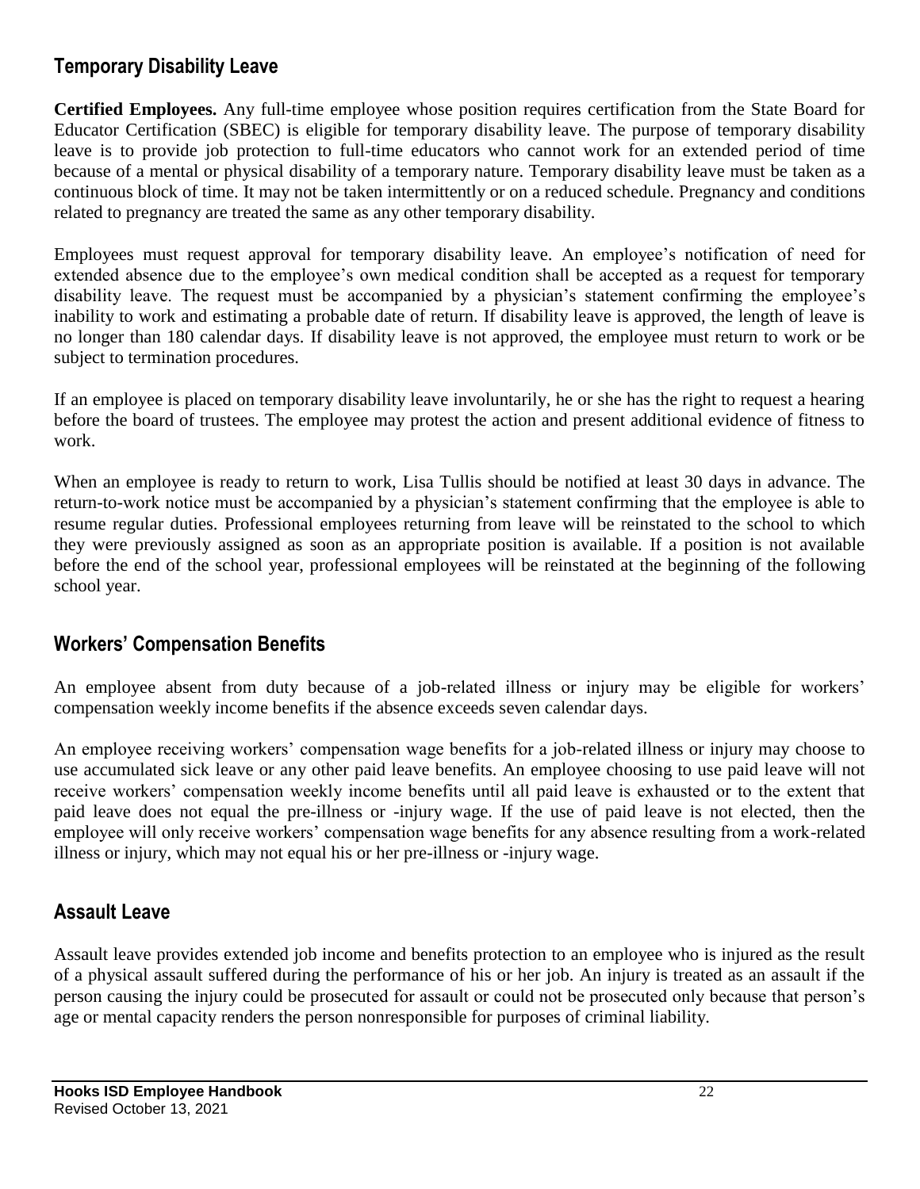## Temporary Disability Leave

**Certified Employees.** Any full-time employee whose position requires certification from the State Board for Educator Certification (SBEC) is eligible for temporary disability leave. The purpose of temporary disability leave is to provide job protection to full-time educators who cannot work for an extended period of time because of a mental or physical disability of a temporary nature. Temporary disability leave must be taken as a continuous block of time. It may not be taken intermittently or on a reduced schedule. Pregnancy and conditions related to pregnancy are treated the same as any other temporary disability.

Employees must request approval for temporary disability leave. An employee's notification of need for extended absence due to the employee's own medical condition shall be accepted as a request for temporary disability leave. The request must be accompanied by a physician's statement confirming the employee's inability to work and estimating a probable date of return. If disability leave is approved, the length of leave is no longer than 180 calendar days. If disability leave is not approved, the employee must return to work or be subject to termination procedures.

If an employee is placed on temporary disability leave involuntarily, he or she has the right to request a hearing before the board of trustees. The employee may protest the action and present additional evidence of fitness to work.

When an employee is ready to return to work, Lisa Tullis should be notified at least 30 days in advance. The return-to-work notice must be accompanied by a physician's statement confirming that the employee is able to resume regular duties. Professional employees returning from leave will be reinstated to the school to which they were previously assigned as soon as an appropriate position is available. If a position is not available before the end of the school year, professional employees will be reinstated at the beginning of the following school year.

## Workers' Compensation Benefits

An employee absent from duty because of a job-related illness or injury may be eligible for workers' compensation weekly income benefits if the absence exceeds seven calendar days.

An employee receiving workers' compensation wage benefits for a job-related illness or injury may choose to use accumulated sick leave or any other paid leave benefits. An employee choosing to use paid leave will not receive workers' compensation weekly income benefits until all paid leave is exhausted or to the extent that paid leave does not equal the pre-illness or -injury wage. If the use of paid leave is not elected, then the employee will only receive workers' compensation wage benefits for any absence resulting from a work-related illness or injury, which may not equal his or her pre-illness or -injury wage.

## Assault Leave

Assault leave provides extended job income and benefits protection to an employee who is injured as the result of a physical assault suffered during the performance of his or her job. An injury is treated as an assault if the person causing the injury could be prosecuted for assault or could not be prosecuted only because that person's age or mental capacity renders the person nonresponsible for purposes of criminal liability.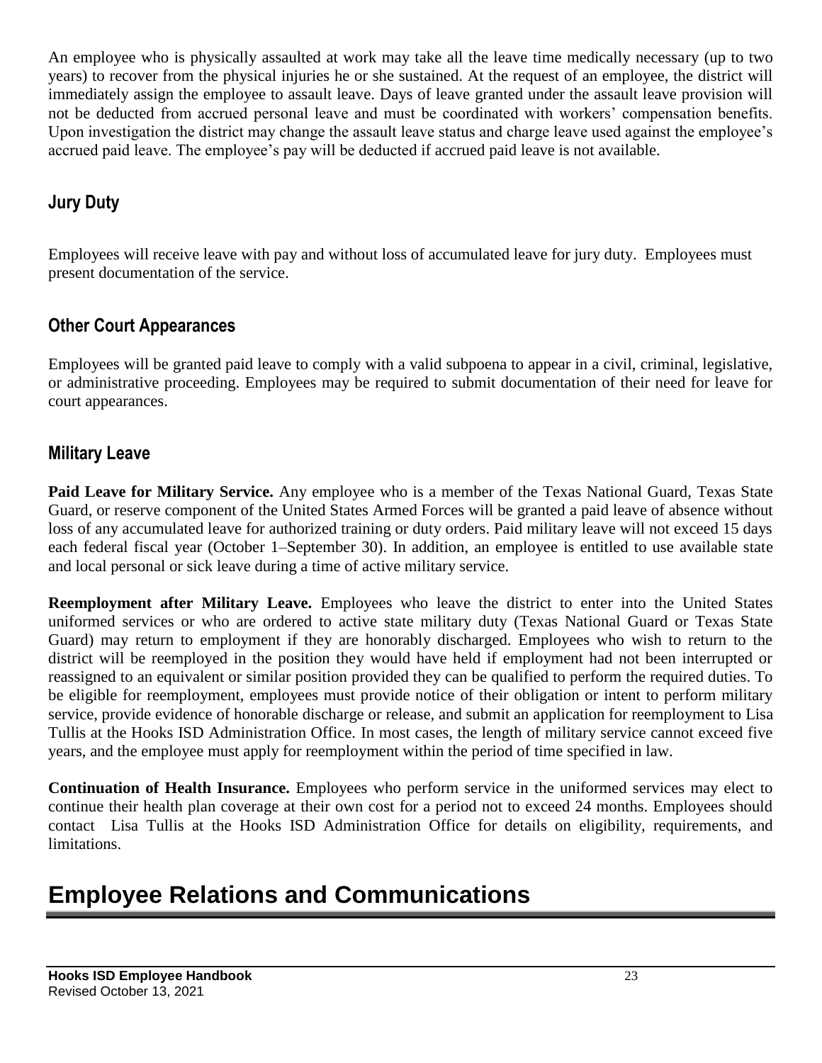An employee who is physically assaulted at work may take all the leave time medically necessary (up to two years) to recover from the physical injuries he or she sustained. At the request of an employee, the district will immediately assign the employee to assault leave. Days of leave granted under the assault leave provision will not be deducted from accrued personal leave and must be coordinated with workers' compensation benefits. Upon investigation the district may change the assault leave status and charge leave used against the employee's accrued paid leave. The employee's pay will be deducted if accrued paid leave is not available.

## Jury Duty

Employees will receive leave with pay and without loss of accumulated leave for jury duty. Employees must present documentation of the service.

## Other Court Appearances

Employees will be granted paid leave to comply with a valid subpoena to appear in a civil, criminal, legislative, or administrative proceeding. Employees may be required to submit documentation of their need for leave for court appearances.

## Military Leave

**Paid Leave for Military Service.** Any employee who is a member of the Texas National Guard, Texas State Guard, or reserve component of the United States Armed Forces will be granted a paid leave of absence without loss of any accumulated leave for authorized training or duty orders. Paid military leave will not exceed 15 days each federal fiscal year (October 1–September 30). In addition, an employee is entitled to use available state and local personal or sick leave during a time of active military service.

**Reemployment after Military Leave.** Employees who leave the district to enter into the United States uniformed services or who are ordered to active state military duty (Texas National Guard or Texas State Guard) may return to employment if they are honorably discharged. Employees who wish to return to the district will be reemployed in the position they would have held if employment had not been interrupted or reassigned to an equivalent or similar position provided they can be qualified to perform the required duties. To be eligible for reemployment, employees must provide notice of their obligation or intent to perform military service, provide evidence of honorable discharge or release, and submit an application for reemployment to Lisa Tullis at the Hooks ISD Administration Office. In most cases, the length of military service cannot exceed five years, and the employee must apply for reemployment within the period of time specified in law.

**Continuation of Health Insurance.** Employees who perform service in the uniformed services may elect to continue their health plan coverage at their own cost for a period not to exceed 24 months. Employees should contact Lisa Tullis at the Hooks ISD Administration Office for details on eligibility, requirements, and limitations.

# Employee Relations and Communications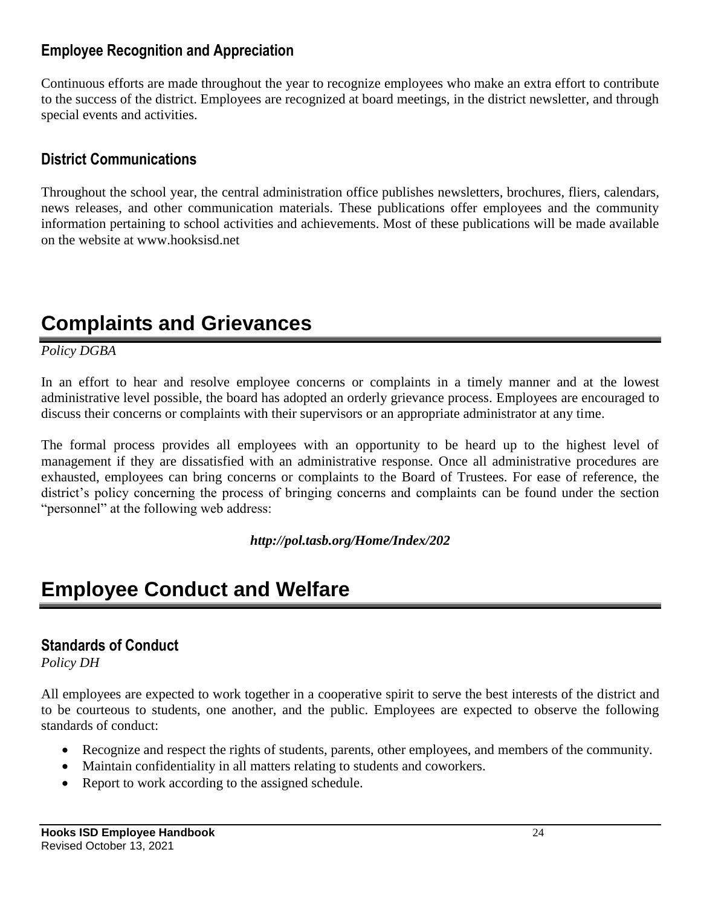### Employee Recognition and Appreciation

Continuous efforts are made throughout the year to recognize employees who make an extra effort to contribute to the success of the district. Employees are recognized at board meetings, in the district newsletter, and through special events and activities.

### District Communications

Throughout the school year, the central administration office publishes newsletters, brochures, fliers, calendars, news releases, and other communication materials. These publications offer employees and the community information pertaining to school activities and achievements. Most of these publications will be made available on the website at www.hooksisd.net

## Complaints and Grievances

*Policy DGBA*

In an effort to hear and resolve employee concerns or complaints in a timely manner and at the lowest administrative level possible, the board has adopted an orderly grievance process. Employees are encouraged to discuss their concerns or complaints with their supervisors or an appropriate administrator at any time.

The formal process provides all employees with an opportunity to be heard up to the highest level of management if they are dissatisfied with an administrative response. Once all administrative procedures are exhausted, employees can bring concerns or complaints to the Board of Trustees. For ease of reference, the district's policy concerning the process of bringing concerns and complaints can be found under the section "personnel" at the following web address:

***http://pol.tasb.org/Home/Index/202***

## Employee Conduct and Welfare

### Standards of Conduct

*Policy DH*

All employees are expected to work together in a cooperative spirit to serve the best interests of the district and to be courteous to students, one another, and the public. Employees are expected to observe the following standards of conduct:

- Recognize and respect the rights of students, parents, other employees, and members of the community.
- Maintain confidentiality in all matters relating to students and coworkers.
- Report to work according to the assigned schedule.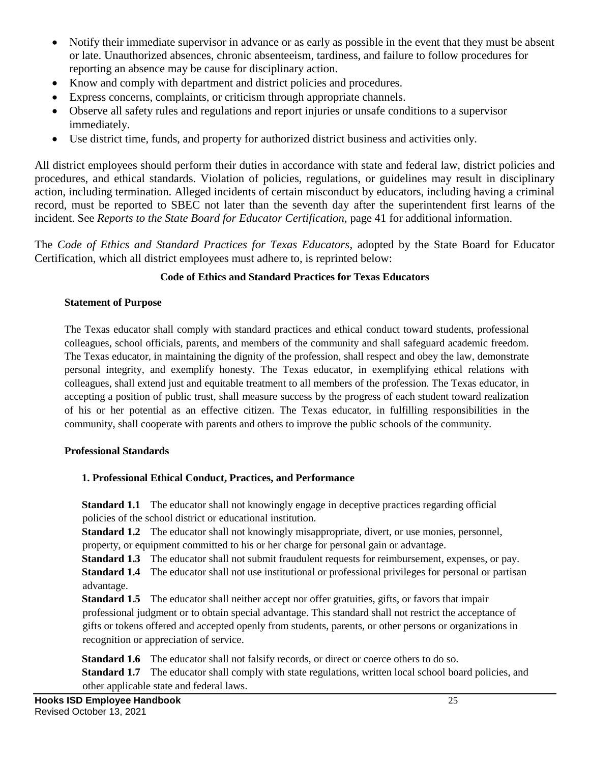- Notify their immediate supervisor in advance or as early as possible in the event that they must be absent or late. Unauthorized absences, chronic absenteeism, tardiness, and failure to follow procedures for reporting an absence may be cause for disciplinary action.
- Know and comply with department and district policies and procedures.
- Express concerns, complaints, or criticism through appropriate channels.
- Observe all safety rules and regulations and report injuries or unsafe conditions to a supervisor immediately.
- Use district time, funds, and property for authorized district business and activities only.

All district employees should perform their duties in accordance with state and federal law, district policies and procedures, and ethical standards. Violation of policies, regulations, or guidelines may result in disciplinary action, including termination. Alleged incidents of certain misconduct by educators, including having a criminal record, must be reported to SBEC not later than the seventh day after the superintendent first learns of the incident. See *Reports to the State Board for Educator Certification,* page 41 for additional information.

The *Code of Ethics and Standard Practices for Texas Educators*, adopted by the State Board for Educator Certification, which all district employees must adhere to, is reprinted below:

## Code of Ethics and Standard Practices for Texas Educators

### Statement of Purpose

The Texas educator shall comply with standard practices and ethical conduct toward students, professional colleagues, school officials, parents, and members of the community and shall safeguard academic freedom. The Texas educator, in maintaining the dignity of the profession, shall respect and obey the law, demonstrate personal integrity, and exemplify honesty. The Texas educator, in exemplifying ethical relations with colleagues, shall extend just and equitable treatment to all members of the profession. The Texas educator, in accepting a position of public trust, shall measure success by the progress of each student toward realization of his or her potential as an effective citizen. The Texas educator, in fulfilling responsibilities in the community, shall cooperate with parents and others to improve the public schools of the community.

### Professional Standards

#### 1. Professional Ethical Conduct, Practices, and Performance

**Standard 1.1** The educator shall not knowingly engage in deceptive practices regarding official policies of the school district or educational institution.

**Standard 1.2** The educator shall not knowingly misappropriate, divert, or use monies, personnel, property, or equipment committed to his or her charge for personal gain or advantage.

**Standard 1.3** The educator shall not submit fraudulent requests for reimbursement, expenses, or pay.

**Standard 1.4** The educator shall not use institutional or professional privileges for personal or partisan advantage.

**Standard 1.5** The educator shall neither accept nor offer gratuities, gifts, or favors that impair professional judgment or to obtain special advantage. This standard shall not restrict the acceptance of gifts or tokens offered and accepted openly from students, parents, or other persons or organizations in recognition or appreciation of service.

**Standard 1.6** The educator shall not falsify records, or direct or coerce others to do so.

**Standard 1.7** The educator shall comply with state regulations, written local school board policies, and other applicable state and federal laws.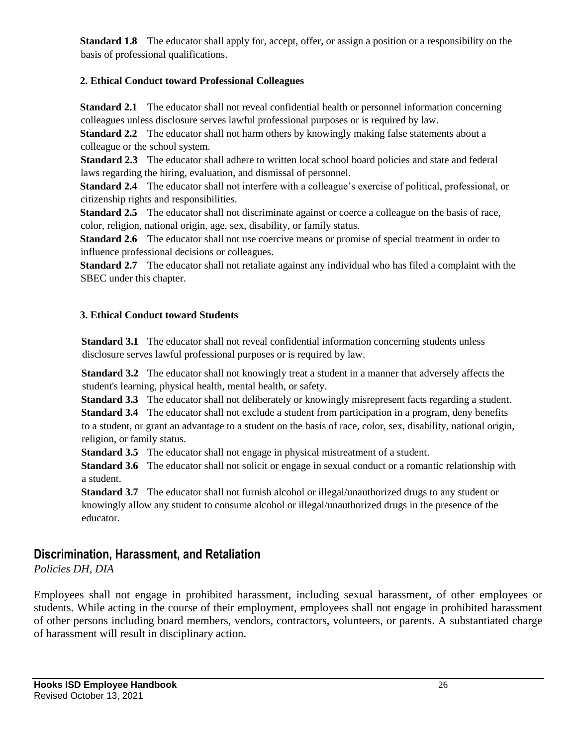**Standard 1.8** The educator shall apply for, accept, offer, or assign a position or a responsibility on the basis of professional qualifications.

**2. Ethical Conduct toward Professional Colleagues**

**Standard 2.1** The educator shall not reveal confidential health or personnel information concerning colleagues unless disclosure serves lawful professional purposes or is required by law.

**Standard 2.2** The educator shall not harm others by knowingly making false statements about a colleague or the school system.

**Standard 2.3** The educator shall adhere to written local school board policies and state and federal laws regarding the hiring, evaluation, and dismissal of personnel.

**Standard 2.4** The educator shall not interfere with a colleague's exercise of political, professional, or citizenship rights and responsibilities.

**Standard 2.5** The educator shall not discriminate against or coerce a colleague on the basis of race, color, religion, national origin, age, sex, disability, or family status.

**Standard 2.6** The educator shall not use coercive means or promise of special treatment in order to influence professional decisions or colleagues.

**Standard 2.7** The educator shall not retaliate against any individual who has filed a complaint with the SBEC under this chapter.

**3. Ethical Conduct toward Students**

**Standard 3.1** The educator shall not reveal confidential information concerning students unless disclosure serves lawful professional purposes or is required by law.

**Standard 3.2** The educator shall not knowingly treat a student in a manner that adversely affects the student's learning, physical health, mental health, or safety.

**Standard 3.3** The educator shall not deliberately or knowingly misrepresent facts regarding a student.

**Standard 3.4** The educator shall not exclude a student from participation in a program, deny benefits to a student, or grant an advantage to a student on the basis of race, color, sex, disability, national origin, religion, or family status.

**Standard 3.5** The educator shall not engage in physical mistreatment of a student.

**Standard 3.6** The educator shall not solicit or engage in sexual conduct or a romantic relationship with a student.

**Standard 3.7** The educator shall not furnish alcohol or illegal/unauthorized drugs to any student or knowingly allow any student to consume alcohol or illegal/unauthorized drugs in the presence of the educator.

## Discrimination, Harassment, and Retaliation

*Policies DH, DIA*

Employees shall not engage in prohibited harassment, including sexual harassment, of other employees or students. While acting in the course of their employment, employees shall not engage in prohibited harassment of other persons including board members, vendors, contractors, volunteers, or parents. A substantiated charge of harassment will result in disciplinary action.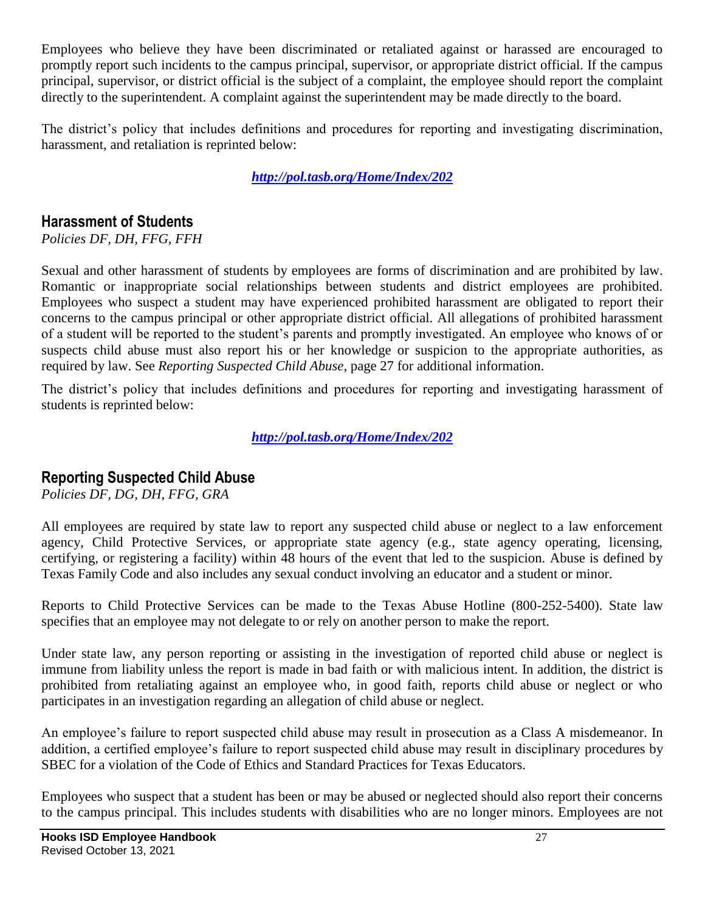Employees who believe they have been discriminated or retaliated against or harassed are encouraged to promptly report such incidents to the campus principal, supervisor, or appropriate district official. If the campus principal, supervisor, or district official is the subject of a complaint, the employee should report the complaint directly to the superintendent. A complaint against the superintendent may be made directly to the board.

The district's policy that includes definitions and procedures for reporting and investigating discrimination, harassment, and retaliation is reprinted below:

***[http://pol.tasb.org/Home/Index/202](http://pol.tasb.org/Home/Index/202)***

## Harassment of Students

*Policies DF, DH, FFG, FFH*

Sexual and other harassment of students by employees are forms of discrimination and are prohibited by law. Romantic or inappropriate social relationships between students and district employees are prohibited. Employees who suspect a student may have experienced prohibited harassment are obligated to report their concerns to the campus principal or other appropriate district official. All allegations of prohibited harassment of a student will be reported to the student's parents and promptly investigated. An employee who knows of or suspects child abuse must also report his or her knowledge or suspicion to the appropriate authorities, as required by law. See *Reporting Suspected Child Abuse*, page 27 for additional information.

The district's policy that includes definitions and procedures for reporting and investigating harassment of students is reprinted below:

***[http://pol.tasb.org/Home/Index/202](http://pol.tasb.org/Home/Index/202)***

## Reporting Suspected Child Abuse

*Policies DF, DG, DH, FFG, GRA*

All employees are required by state law to report any suspected child abuse or neglect to a law enforcement agency, Child Protective Services, or appropriate state agency (e.g., state agency operating, licensing, certifying, or registering a facility) within 48 hours of the event that led to the suspicion. Abuse is defined by Texas Family Code and also includes any sexual conduct involving an educator and a student or minor.

Reports to Child Protective Services can be made to the Texas Abuse Hotline (800-252-5400). State law specifies that an employee may not delegate to or rely on another person to make the report.

Under state law, any person reporting or assisting in the investigation of reported child abuse or neglect is immune from liability unless the report is made in bad faith or with malicious intent. In addition, the district is prohibited from retaliating against an employee who, in good faith, reports child abuse or neglect or who participates in an investigation regarding an allegation of child abuse or neglect.

An employee's failure to report suspected child abuse may result in prosecution as a Class A misdemeanor. In addition, a certified employee's failure to report suspected child abuse may result in disciplinary procedures by SBEC for a violation of the Code of Ethics and Standard Practices for Texas Educators.

Employees who suspect that a student has been or may be abused or neglected should also report their concerns to the campus principal. This includes students with disabilities who are no longer minors. Employees are not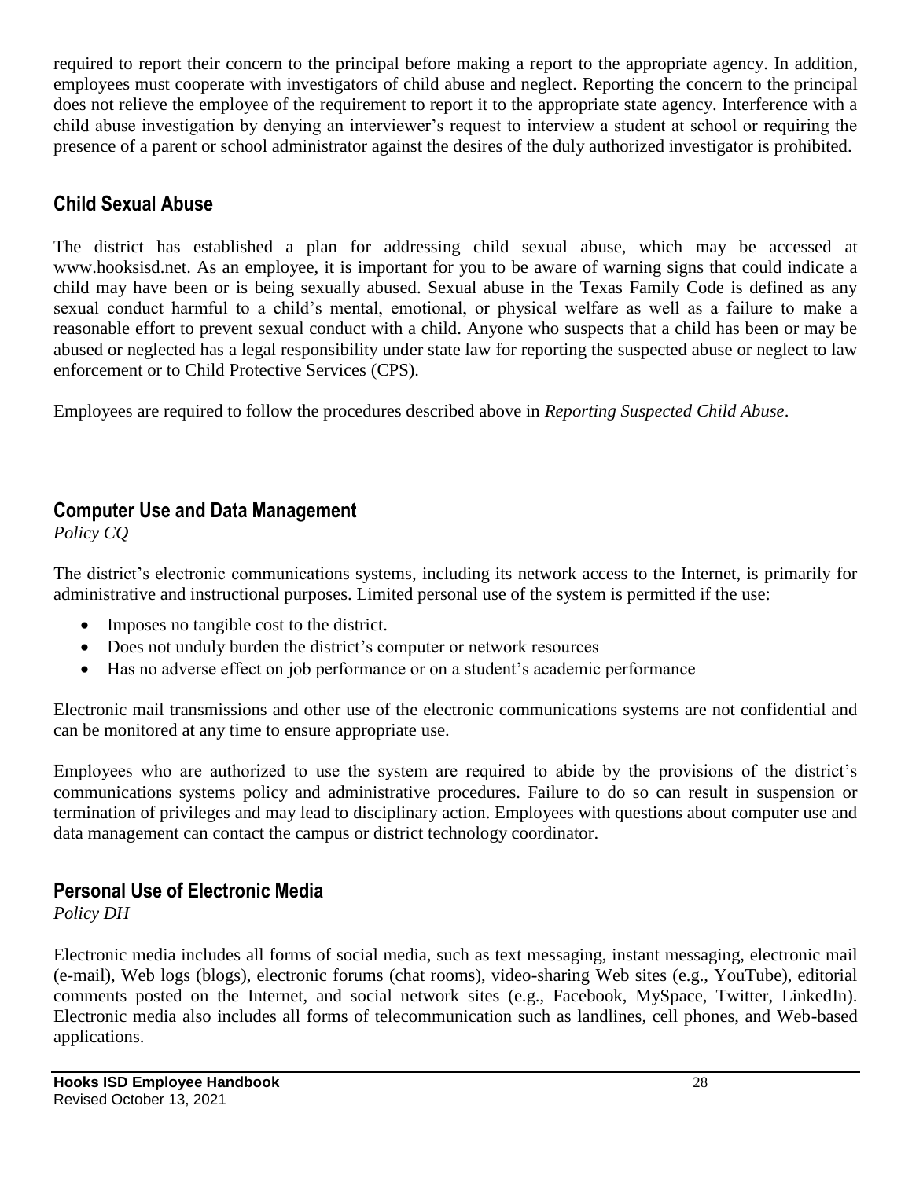required to report their concern to the principal before making a report to the appropriate agency. In addition, employees must cooperate with investigators of child abuse and neglect. Reporting the concern to the principal does not relieve the employee of the requirement to report it to the appropriate state agency. Interference with a child abuse investigation by denying an interviewer's request to interview a student at school or requiring the presence of a parent or school administrator against the desires of the duly authorized investigator is prohibited.

## Child Sexual Abuse

The district has established a plan for addressing child sexual abuse, which may be accessed at www.hooksisd.net. As an employee, it is important for you to be aware of warning signs that could indicate a child may have been or is being sexually abused. Sexual abuse in the Texas Family Code is defined as any sexual conduct harmful to a child's mental, emotional, or physical welfare as well as a failure to make a reasonable effort to prevent sexual conduct with a child. Anyone who suspects that a child has been or may be abused or neglected has a legal responsibility under state law for reporting the suspected abuse or neglect to law enforcement or to Child Protective Services (CPS).

Employees are required to follow the procedures described above in *Reporting Suspected Child Abuse*.

## Computer Use and Data Management

*Policy CQ*

The district's electronic communications systems, including its network access to the Internet, is primarily for administrative and instructional purposes. Limited personal use of the system is permitted if the use:

- Imposes no tangible cost to the district.
- Does not unduly burden the district's computer or network resources
- Has no adverse effect on job performance or on a student's academic performance

Electronic mail transmissions and other use of the electronic communications systems are not confidential and can be monitored at any time to ensure appropriate use.

Employees who are authorized to use the system are required to abide by the provisions of the district's communications systems policy and administrative procedures. Failure to do so can result in suspension or termination of privileges and may lead to disciplinary action. Employees with questions about computer use and data management can contact the campus or district technology coordinator.

## Personal Use of Electronic Media

*Policy DH*

Electronic media includes all forms of social media, such as text messaging, instant messaging, electronic mail (e-mail), Web logs (blogs), electronic forums (chat rooms), video-sharing Web sites (e.g., YouTube), editorial comments posted on the Internet, and social network sites (e.g., Facebook, MySpace, Twitter, LinkedIn). Electronic media also includes all forms of telecommunication such as landlines, cell phones, and Web-based applications.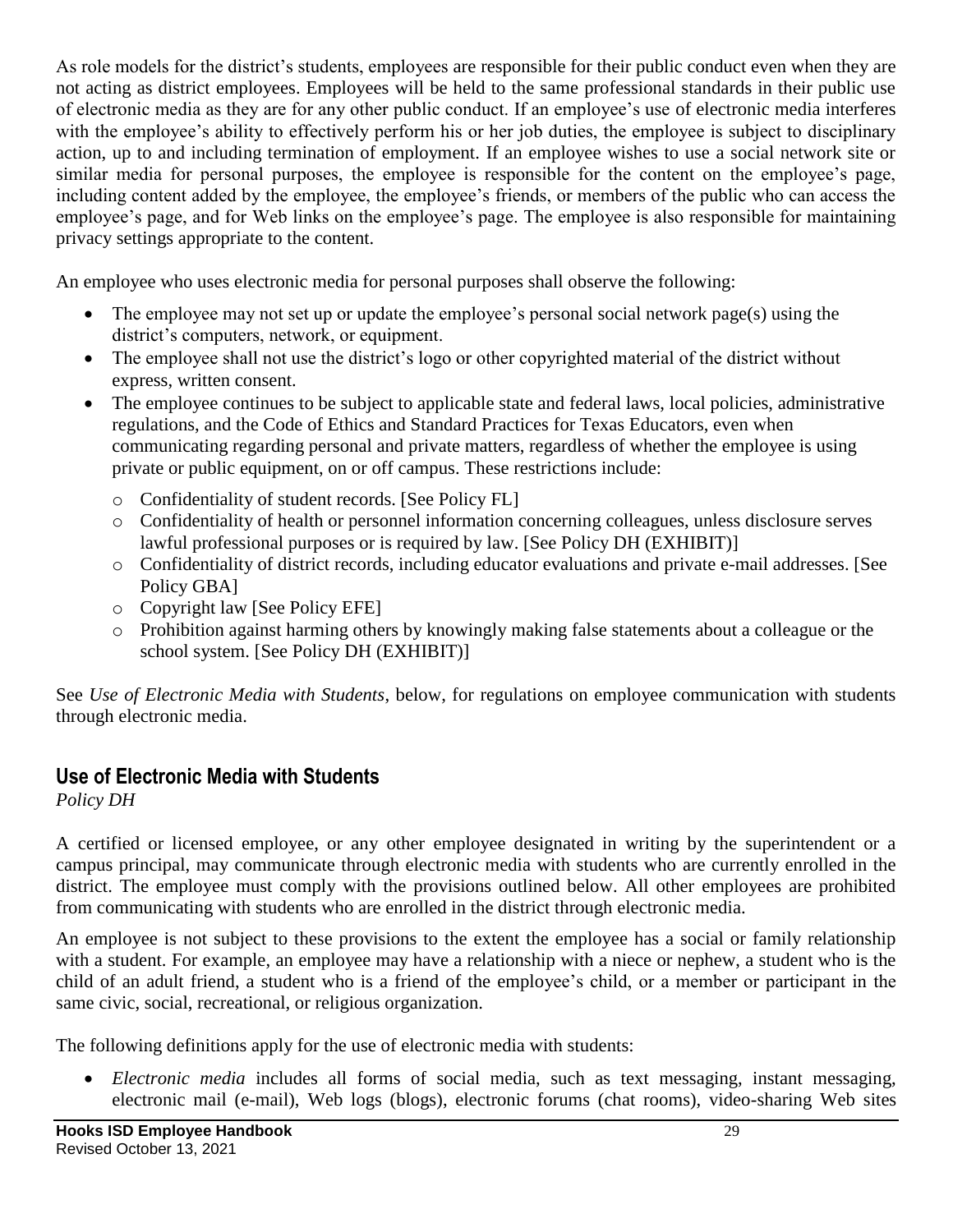As role models for the district's students, employees are responsible for their public conduct even when they are not acting as district employees. Employees will be held to the same professional standards in their public use of electronic media as they are for any other public conduct. If an employee's use of electronic media interferes with the employee's ability to effectively perform his or her job duties, the employee is subject to disciplinary action, up to and including termination of employment. If an employee wishes to use a social network site or similar media for personal purposes, the employee is responsible for the content on the employee's page, including content added by the employee, the employee's friends, or members of the public who can access the employee's page, and for Web links on the employee's page. The employee is also responsible for maintaining privacy settings appropriate to the content.

An employee who uses electronic media for personal purposes shall observe the following:

- The employee may not set up or update the employee's personal social network page(s) using the district's computers, network, or equipment.
- The employee shall not use the district's logo or other copyrighted material of the district without express, written consent.
- The employee continues to be subject to applicable state and federal laws, local policies, administrative regulations, and the Code of Ethics and Standard Practices for Texas Educators, even when communicating regarding personal and private matters, regardless of whether the employee is using private or public equipment, on or off campus. These restrictions include:
    - Confidentiality of student records. [See Policy FL]
    - Confidentiality of health or personnel information concerning colleagues, unless disclosure serves lawful professional purposes or is required by law. [See Policy DH (EXHIBIT)]
    - Confidentiality of district records, including educator evaluations and private e-mail addresses. [See Policy GBA]
    - Copyright law [See Policy EFE]
    - Prohibition against harming others by knowingly making false statements about a colleague or the school system. [See Policy DH (EXHIBIT)]

See *Use of Electronic Media with Students*, below, for regulations on employee communication with students through electronic media.

## Use of Electronic Media with Students

*Policy DH*

A certified or licensed employee, or any other employee designated in writing by the superintendent or a campus principal, may communicate through electronic media with students who are currently enrolled in the district. The employee must comply with the provisions outlined below. All other employees are prohibited from communicating with students who are enrolled in the district through electronic media.

An employee is not subject to these provisions to the extent the employee has a social or family relationship with a student. For example, an employee may have a relationship with a niece or nephew, a student who is the child of an adult friend, a student who is a friend of the employee's child, or a member or participant in the same civic, social, recreational, or religious organization.

The following definitions apply for the use of electronic media with students:

- *Electronic media* includes all forms of social media, such as text messaging, instant messaging, electronic mail (e-mail), Web logs (blogs), electronic forums (chat rooms), video-sharing Web sites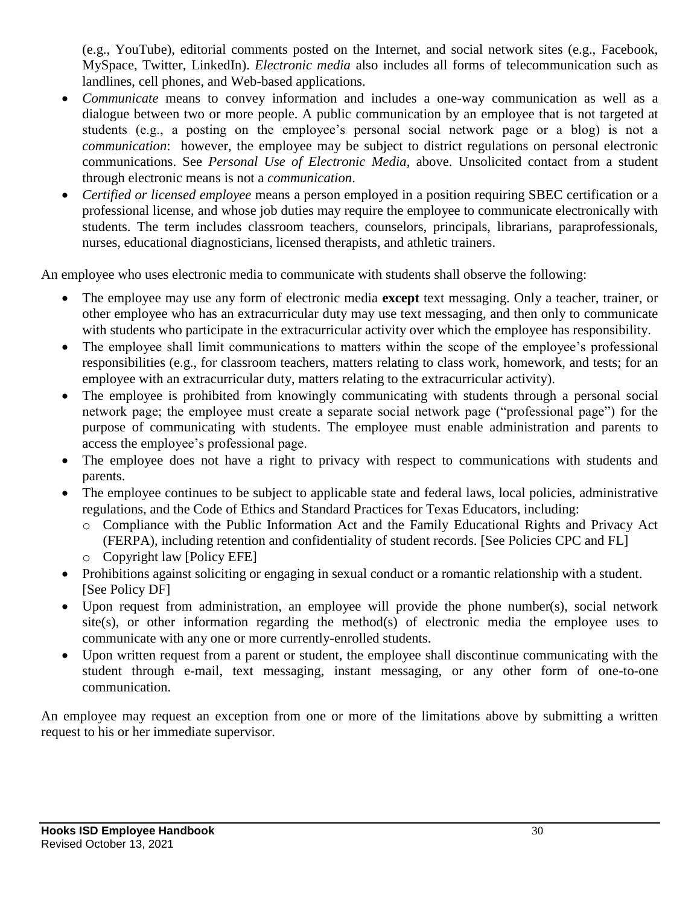(e.g., YouTube), editorial comments posted on the Internet, and social network sites (e.g., Facebook, MySpace, Twitter, LinkedIn). *Electronic media* also includes all forms of telecommunication such as landlines, cell phones, and Web-based applications.

- *Communicate* means to convey information and includes a one-way communication as well as a dialogue between two or more people. A public communication by an employee that is not targeted at students (e.g., a posting on the employee's personal social network page or a blog) is not a *communication*: however, the employee may be subject to district regulations on personal electronic communications. See *Personal Use of Electronic Media*, above. Unsolicited contact from a student through electronic means is not a *communication*.
- *Certified or licensed employee* means a person employed in a position requiring SBEC certification or a professional license, and whose job duties may require the employee to communicate electronically with students. The term includes classroom teachers, counselors, principals, librarians, paraprofessionals, nurses, educational diagnosticians, licensed therapists, and athletic trainers.

An employee who uses electronic media to communicate with students shall observe the following:

- The employee may use any form of electronic media **except** text messaging. Only a teacher, trainer, or other employee who has an extracurricular duty may use text messaging, and then only to communicate with students who participate in the extracurricular activity over which the employee has responsibility.
- The employee shall limit communications to matters within the scope of the employee's professional responsibilities (e.g., for classroom teachers, matters relating to class work, homework, and tests; for an employee with an extracurricular duty, matters relating to the extracurricular activity).
- The employee is prohibited from knowingly communicating with students through a personal social network page; the employee must create a separate social network page ("professional page") for the purpose of communicating with students. The employee must enable administration and parents to access the employee's professional page.
- The employee does not have a right to privacy with respect to communications with students and parents.
- The employee continues to be subject to applicable state and federal laws, local policies, administrative regulations, and the Code of Ethics and Standard Practices for Texas Educators, including:
  - Compliance with the Public Information Act and the Family Educational Rights and Privacy Act (FERPA), including retention and confidentiality of student records. [See Policies CPC and FL]
  - Copyright law [Policy EFE]
- Prohibitions against soliciting or engaging in sexual conduct or a romantic relationship with a student. [See Policy DF]
- Upon request from administration, an employee will provide the phone number(s), social network site(s), or other information regarding the method(s) of electronic media the employee uses to communicate with any one or more currently-enrolled students.
- Upon written request from a parent or student, the employee shall discontinue communicating with the student through e-mail, text messaging, instant messaging, or any other form of one-to-one communication.

An employee may request an exception from one or more of the limitations above by submitting a written request to his or her immediate supervisor.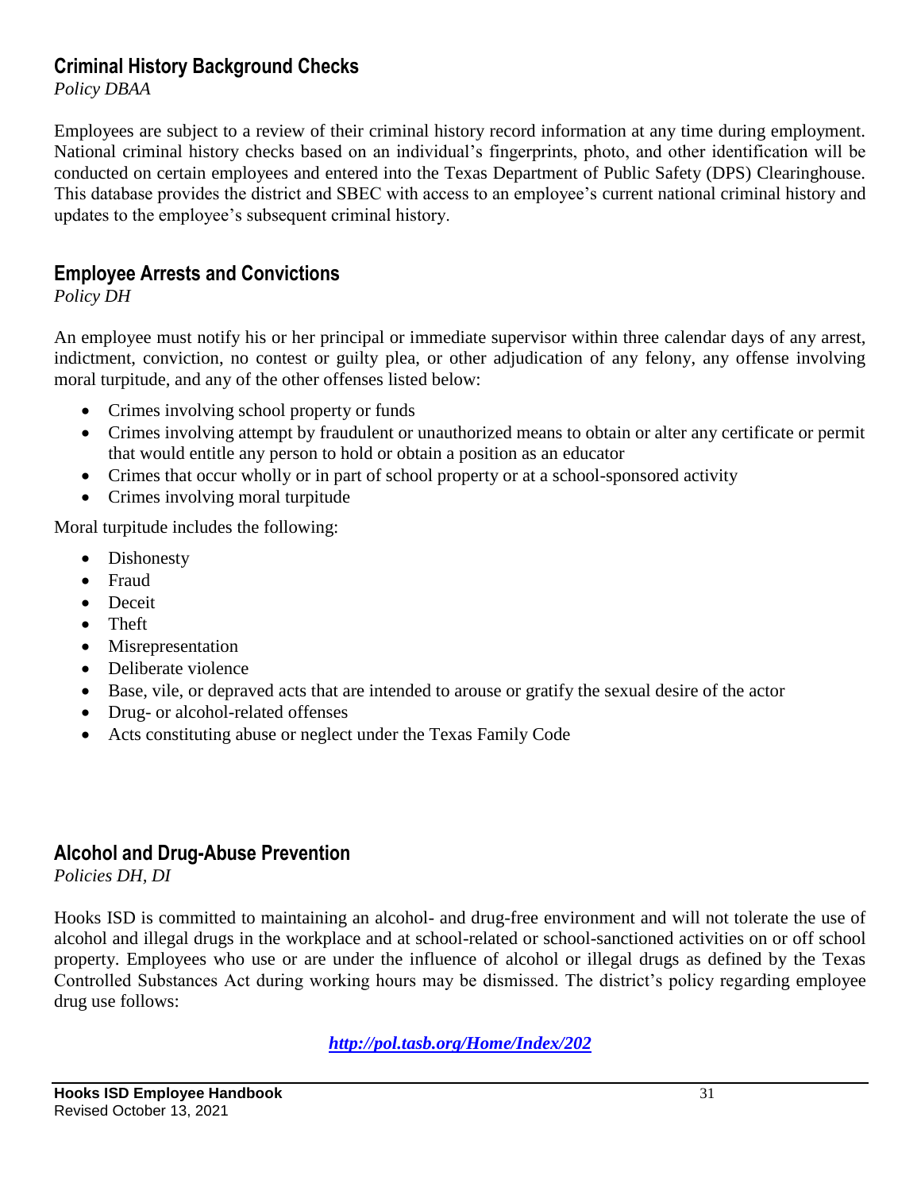## Criminal History Background Checks

*Policy DBAA*

Employees are subject to a review of their criminal history record information at any time during employment. National criminal history checks based on an individual's fingerprints, photo, and other identification will be conducted on certain employees and entered into the Texas Department of Public Safety (DPS) Clearinghouse. This database provides the district and SBEC with access to an employee's current national criminal history and updates to the employee's subsequent criminal history.

## Employee Arrests and Convictions

*Policy DH*

An employee must notify his or her principal or immediate supervisor within three calendar days of any arrest, indictment, conviction, no contest or guilty plea, or other adjudication of any felony, any offense involving moral turpitude, and any of the other offenses listed below:

- Crimes involving school property or funds
- Crimes involving attempt by fraudulent or unauthorized means to obtain or alter any certificate or permit that would entitle any person to hold or obtain a position as an educator
- Crimes that occur wholly or in part of school property or at a school-sponsored activity
- Crimes involving moral turpitude

Moral turpitude includes the following:

- Dishonesty
- Fraud
- Deceit
- Theft
- Misrepresentation
- Deliberate violence
- Base, vile, or depraved acts that are intended to arouse or gratify the sexual desire of the actor
- Drug- or alcohol-related offenses
- Acts constituting abuse or neglect under the Texas Family Code

## Alcohol and Drug-Abuse Prevention

*Policies DH, DI*

Hooks ISD is committed to maintaining an alcohol- and drug-free environment and will not tolerate the use of alcohol and illegal drugs in the workplace and at school-related or school-sanctioned activities on or off school property. Employees who use or are under the influence of alcohol or illegal drugs as defined by the Texas Controlled Substances Act during working hours may be dismissed. The district's policy regarding employee drug use follows:

***http://pol.tasb.org/Home/Index/202***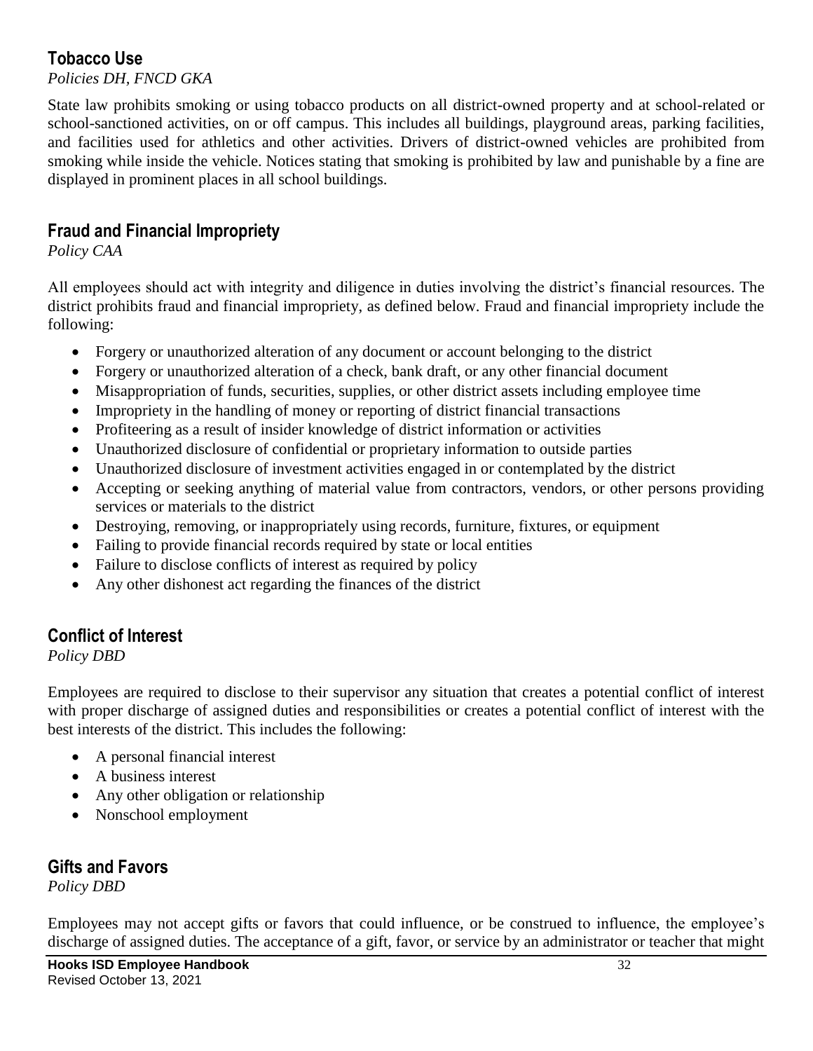## Tobacco Use

*Policies DH, FNCD GKA*

State law prohibits smoking or using tobacco products on all district-owned property and at school-related or school-sanctioned activities, on or off campus. This includes all buildings, playground areas, parking facilities, and facilities used for athletics and other activities. Drivers of district-owned vehicles are prohibited from smoking while inside the vehicle. Notices stating that smoking is prohibited by law and punishable by a fine are displayed in prominent places in all school buildings.

## Fraud and Financial Impropriety

*Policy CAA*

All employees should act with integrity and diligence in duties involving the district's financial resources. The district prohibits fraud and financial impropriety, as defined below. Fraud and financial impropriety include the following:

- Forgery or unauthorized alteration of any document or account belonging to the district
- Forgery or unauthorized alteration of a check, bank draft, or any other financial document
- Misappropriation of funds, securities, supplies, or other district assets including employee time
- Impropriety in the handling of money or reporting of district financial transactions
- Profiteering as a result of insider knowledge of district information or activities
- Unauthorized disclosure of confidential or proprietary information to outside parties
- Unauthorized disclosure of investment activities engaged in or contemplated by the district
- Accepting or seeking anything of material value from contractors, vendors, or other persons providing services or materials to the district
- Destroying, removing, or inappropriately using records, furniture, fixtures, or equipment
- Failing to provide financial records required by state or local entities
- Failure to disclose conflicts of interest as required by policy
- Any other dishonest act regarding the finances of the district

## Conflict of Interest

*Policy DBD*

Employees are required to disclose to their supervisor any situation that creates a potential conflict of interest with proper discharge of assigned duties and responsibilities or creates a potential conflict of interest with the best interests of the district. This includes the following:

- A personal financial interest
- A business interest
- Any other obligation or relationship
- Nonschool employment

## Gifts and Favors

*Policy DBD*

Employees may not accept gifts or favors that could influence, or be construed to influence, the employee's discharge of assigned duties. The acceptance of a gift, favor, or service by an administrator or teacher that might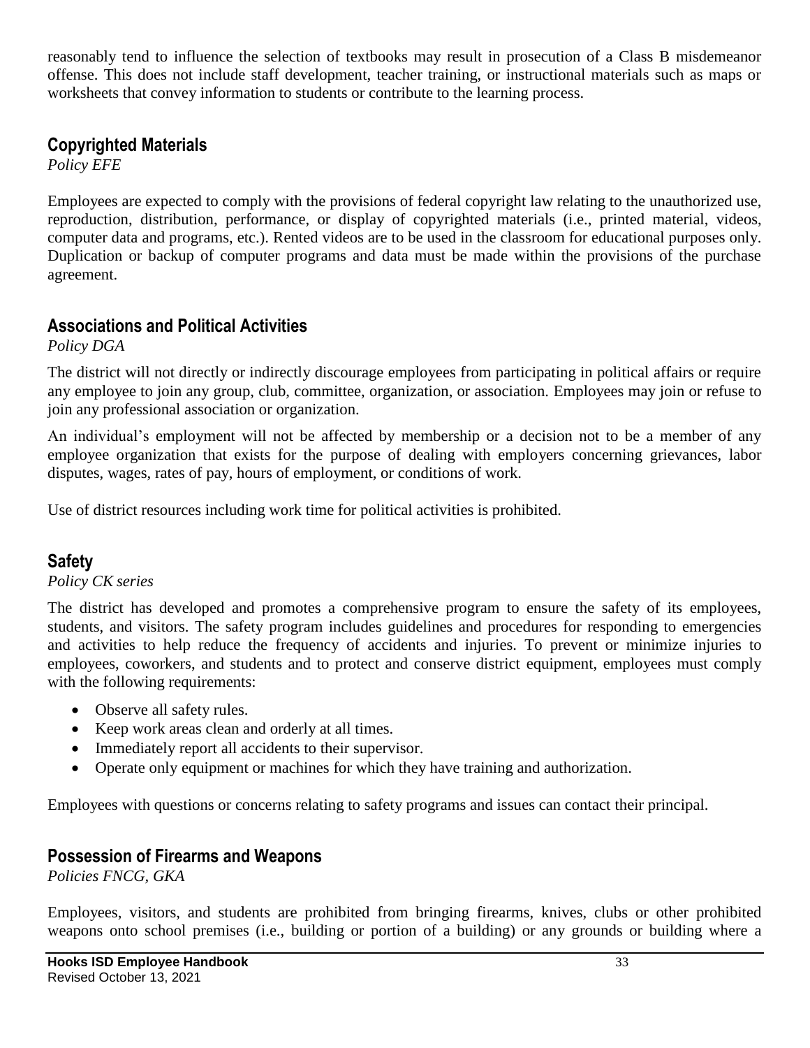reasonably tend to influence the selection of textbooks may result in prosecution of a Class B misdemeanor offense. This does not include staff development, teacher training, or instructional materials such as maps or worksheets that convey information to students or contribute to the learning process.

## Copyrighted Materials

*Policy EFE*

Employees are expected to comply with the provisions of federal copyright law relating to the unauthorized use, reproduction, distribution, performance, or display of copyrighted materials (i.e., printed material, videos, computer data and programs, etc.). Rented videos are to be used in the classroom for educational purposes only. Duplication or backup of computer programs and data must be made within the provisions of the purchase agreement.

## Associations and Political Activities

*Policy DGA*

The district will not directly or indirectly discourage employees from participating in political affairs or require any employee to join any group, club, committee, organization, or association. Employees may join or refuse to join any professional association or organization.

An individual's employment will not be affected by membership or a decision not to be a member of any employee organization that exists for the purpose of dealing with employers concerning grievances, labor disputes, wages, rates of pay, hours of employment, or conditions of work.

Use of district resources including work time for political activities is prohibited.

## Safety

*Policy CK series*

The district has developed and promotes a comprehensive program to ensure the safety of its employees, students, and visitors. The safety program includes guidelines and procedures for responding to emergencies and activities to help reduce the frequency of accidents and injuries. To prevent or minimize injuries to employees, coworkers, and students and to protect and conserve district equipment, employees must comply with the following requirements:

- Observe all safety rules.
- Keep work areas clean and orderly at all times.
- Immediately report all accidents to their supervisor.
- Operate only equipment or machines for which they have training and authorization.

Employees with questions or concerns relating to safety programs and issues can contact their principal.

## Possession of Firearms and Weapons

*Policies FNCG, GKA*

Employees, visitors, and students are prohibited from bringing firearms, knives, clubs or other prohibited weapons onto school premises (i.e., building or portion of a building) or any grounds or building where a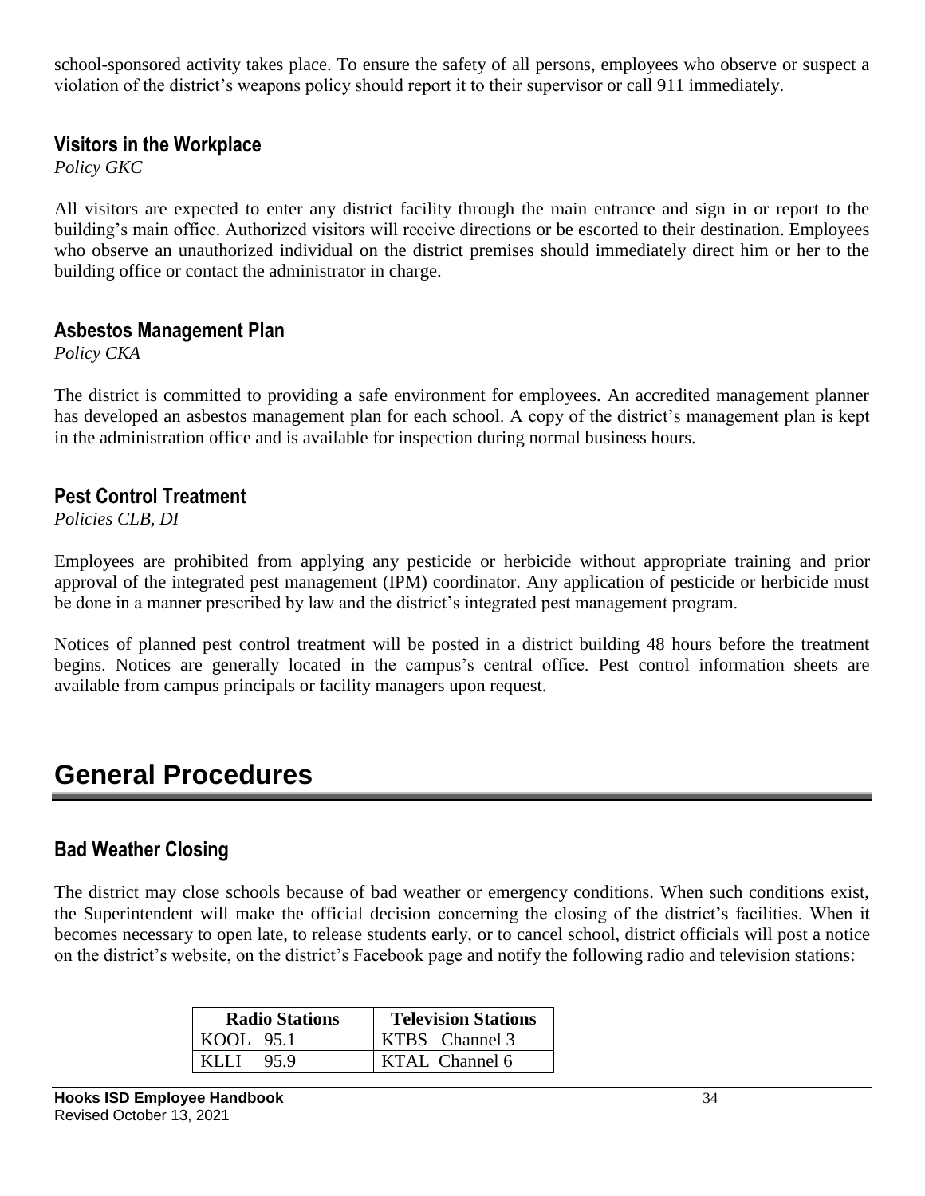school-sponsored activity takes place. To ensure the safety of all persons, employees who observe or suspect a violation of the district's weapons policy should report it to their supervisor or call 911 immediately.

### Visitors in the Workplace

*Policy GKC*

All visitors are expected to enter any district facility through the main entrance and sign in or report to the building's main office. Authorized visitors will receive directions or be escorted to their destination. Employees who observe an unauthorized individual on the district premises should immediately direct him or her to the building office or contact the administrator in charge.

### Asbestos Management Plan

*Policy CKA*

The district is committed to providing a safe environment for employees. An accredited management planner has developed an asbestos management plan for each school. A copy of the district's management plan is kept in the administration office and is available for inspection during normal business hours.

### Pest Control Treatment

*Policies CLB, DI*

Employees are prohibited from applying any pesticide or herbicide without appropriate training and prior approval of the integrated pest management (IPM) coordinator. Any application of pesticide or herbicide must be done in a manner prescribed by law and the district's integrated pest management program.

Notices of planned pest control treatment will be posted in a district building 48 hours before the treatment begins. Notices are generally located in the campus's central office. Pest control information sheets are available from campus principals or facility managers upon request.

## General Procedures

### Bad Weather Closing

The district may close schools because of bad weather or emergency conditions. When such conditions exist, the Superintendent will make the official decision concerning the closing of the district's facilities. When it becomes necessary to open late, to release students early, or to cancel school, district officials will post a notice on the district's website, on the district's Facebook page and notify the following radio and television stations:

| Radio Stations | Television Stations |
|---|---|
| KOOL 95.1 | KTBS Channel 3 |
| KLLI 95.9 | KTAL Channel 6 |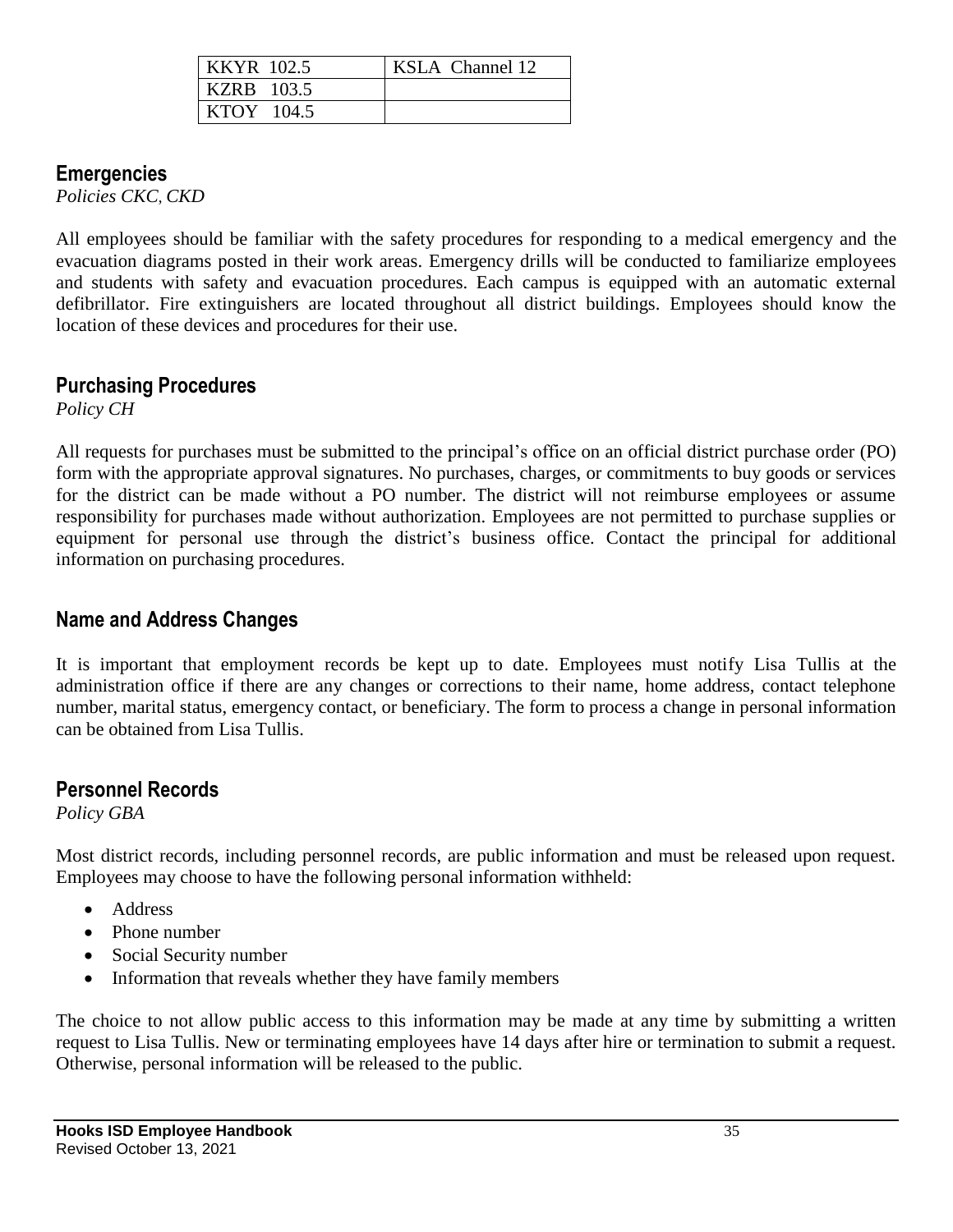| KKYR 102.5 | KSLA Channel 12 |
|---|---|
| KZRB 103.5 | |
| KTOY 104.5 | |

## Emergencies

*Policies CKC, CKD*

All employees should be familiar with the safety procedures for responding to a medical emergency and the evacuation diagrams posted in their work areas. Emergency drills will be conducted to familiarize employees and students with safety and evacuation procedures. Each campus is equipped with an automatic external defibrillator. Fire extinguishers are located throughout all district buildings. Employees should know the location of these devices and procedures for their use.

## Purchasing Procedures

*Policy CH*

All requests for purchases must be submitted to the principal's office on an official district purchase order (PO) form with the appropriate approval signatures. No purchases, charges, or commitments to buy goods or services for the district can be made without a PO number. The district will not reimburse employees or assume responsibility for purchases made without authorization. Employees are not permitted to purchase supplies or equipment for personal use through the district's business office. Contact the principal for additional information on purchasing procedures.

## Name and Address Changes

It is important that employment records be kept up to date. Employees must notify Lisa Tullis at the administration office if there are any changes or corrections to their name, home address, contact telephone number, marital status, emergency contact, or beneficiary. The form to process a change in personal information can be obtained from Lisa Tullis.

## Personnel Records

*Policy GBA*

Most district records, including personnel records, are public information and must be released upon request. Employees may choose to have the following personal information withheld:

- Address
- Phone number
- Social Security number
- Information that reveals whether they have family members

The choice to not allow public access to this information may be made at any time by submitting a written request to Lisa Tullis. New or terminating employees have 14 days after hire or termination to submit a request. Otherwise, personal information will be released to the public.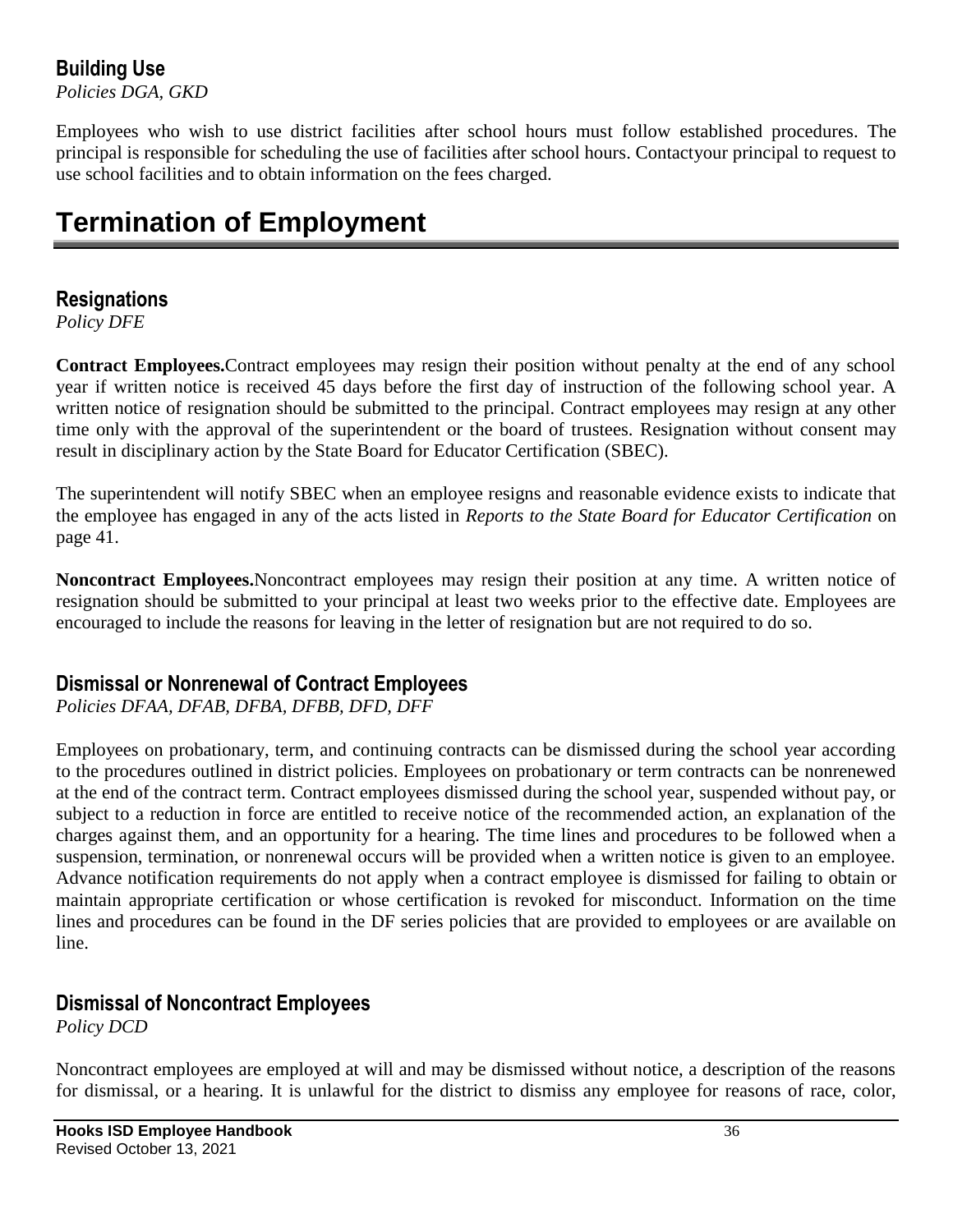### Building Use

*Policies DGA, GKD*

Employees who wish to use district facilities after school hours must follow established procedures. The principal is responsible for scheduling the use of facilities after school hours. Contactyour principal to request to use school facilities and to obtain information on the fees charged.

# Termination of Employment

### Resignations

*Policy DFE*

**Contract Employees.**Contract employees may resign their position without penalty at the end of any school year if written notice is received 45 days before the first day of instruction of the following school year. A written notice of resignation should be submitted to the principal. Contract employees may resign at any other time only with the approval of the superintendent or the board of trustees. Resignation without consent may result in disciplinary action by the State Board for Educator Certification (SBEC).

The superintendent will notify SBEC when an employee resigns and reasonable evidence exists to indicate that the employee has engaged in any of the acts listed in *Reports to the State Board for Educator Certification* on page 41.

**Noncontract Employees.**Noncontract employees may resign their position at any time. A written notice of resignation should be submitted to your principal at least two weeks prior to the effective date. Employees are encouraged to include the reasons for leaving in the letter of resignation but are not required to do so.

### Dismissal or Nonrenewal of Contract Employees

*Policies DFAA, DFAB, DFBA, DFBB, DFD, DFF*

Employees on probationary, term, and continuing contracts can be dismissed during the school year according to the procedures outlined in district policies. Employees on probationary or term contracts can be nonrenewed at the end of the contract term. Contract employees dismissed during the school year, suspended without pay, or subject to a reduction in force are entitled to receive notice of the recommended action, an explanation of the charges against them, and an opportunity for a hearing. The time lines and procedures to be followed when a suspension, termination, or nonrenewal occurs will be provided when a written notice is given to an employee. Advance notification requirements do not apply when a contract employee is dismissed for failing to obtain or maintain appropriate certification or whose certification is revoked for misconduct. Information on the time lines and procedures can be found in the DF series policies that are provided to employees or are available on line.

### Dismissal of Noncontract Employees

*Policy DCD*

Noncontract employees are employed at will and may be dismissed without notice, a description of the reasons for dismissal, or a hearing. It is unlawful for the district to dismiss any employee for reasons of race, color,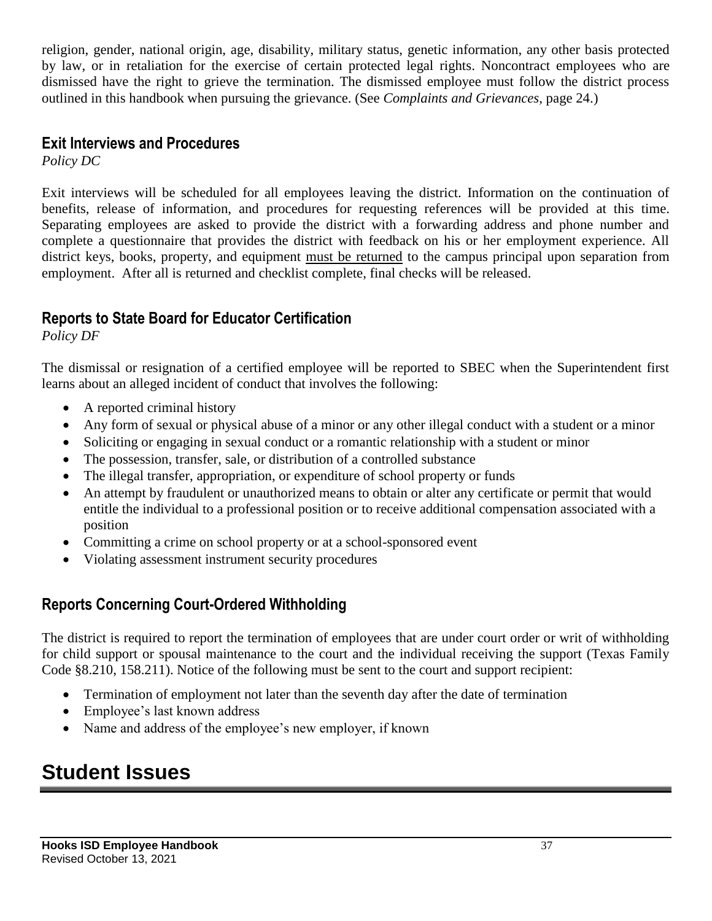religion, gender, national origin, age, disability, military status, genetic information, any other basis protected by law, or in retaliation for the exercise of certain protected legal rights. Noncontract employees who are dismissed have the right to grieve the termination. The dismissed employee must follow the district process outlined in this handbook when pursuing the grievance. (See *Complaints and Grievances*, page 24.)

### Exit Interviews and Procedures

*Policy DC*

Exit interviews will be scheduled for all employees leaving the district. Information on the continuation of benefits, release of information, and procedures for requesting references will be provided at this time. Separating employees are asked to provide the district with a forwarding address and phone number and complete a questionnaire that provides the district with feedback on his or her employment experience. All district keys, books, property, and equipment must be returned to the campus principal upon separation from employment. After all is returned and checklist complete, final checks will be released.

### Reports to State Board for Educator Certification

*Policy DF*

The dismissal or resignation of a certified employee will be reported to SBEC when the Superintendent first learns about an alleged incident of conduct that involves the following:

- A reported criminal history
- Any form of sexual or physical abuse of a minor or any other illegal conduct with a student or a minor
- Soliciting or engaging in sexual conduct or a romantic relationship with a student or minor
- The possession, transfer, sale, or distribution of a controlled substance
- The illegal transfer, appropriation, or expenditure of school property or funds
- An attempt by fraudulent or unauthorized means to obtain or alter any certificate or permit that would entitle the individual to a professional position or to receive additional compensation associated with a position
- Committing a crime on school property or at a school-sponsored event
- Violating assessment instrument security procedures

### Reports Concerning Court-Ordered Withholding

The district is required to report the termination of employees that are under court order or writ of withholding for child support or spousal maintenance to the court and the individual receiving the support (Texas Family Code §8.210, 158.211). Notice of the following must be sent to the court and support recipient:

- Termination of employment not later than the seventh day after the date of termination
- Employee's last known address
- Name and address of the employee's new employer, if known

# Student Issues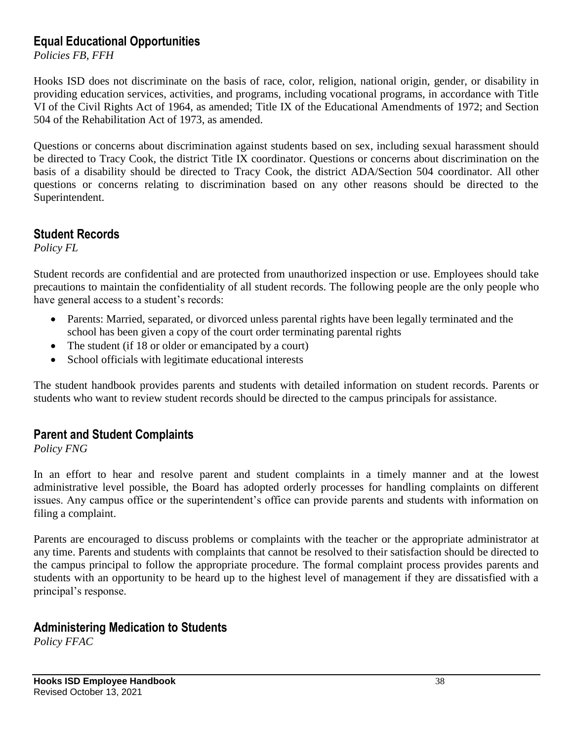## Equal Educational Opportunities

*Policies FB, FFH*

Hooks ISD does not discriminate on the basis of race, color, religion, national origin, gender, or disability in providing education services, activities, and programs, including vocational programs, in accordance with Title VI of the Civil Rights Act of 1964, as amended; Title IX of the Educational Amendments of 1972; and Section 504 of the Rehabilitation Act of 1973, as amended.

Questions or concerns about discrimination against students based on sex, including sexual harassment should be directed to Tracy Cook, the district Title IX coordinator. Questions or concerns about discrimination on the basis of a disability should be directed to Tracy Cook, the district ADA/Section 504 coordinator. All other questions or concerns relating to discrimination based on any other reasons should be directed to the Superintendent.

## Student Records

*Policy FL*

Student records are confidential and are protected from unauthorized inspection or use. Employees should take precautions to maintain the confidentiality of all student records. The following people are the only people who have general access to a student's records:

- Parents: Married, separated, or divorced unless parental rights have been legally terminated and the school has been given a copy of the court order terminating parental rights
- The student (if 18 or older or emancipated by a court)
- School officials with legitimate educational interests

The student handbook provides parents and students with detailed information on student records. Parents or students who want to review student records should be directed to the campus principals for assistance.

## Parent and Student Complaints

*Policy FNG*

In an effort to hear and resolve parent and student complaints in a timely manner and at the lowest administrative level possible, the Board has adopted orderly processes for handling complaints on different issues. Any campus office or the superintendent's office can provide parents and students with information on filing a complaint.

Parents are encouraged to discuss problems or complaints with the teacher or the appropriate administrator at any time. Parents and students with complaints that cannot be resolved to their satisfaction should be directed to the campus principal to follow the appropriate procedure. The formal complaint process provides parents and students with an opportunity to be heard up to the highest level of management if they are dissatisfied with a principal's response.

## Administering Medication to Students

*Policy FFAC*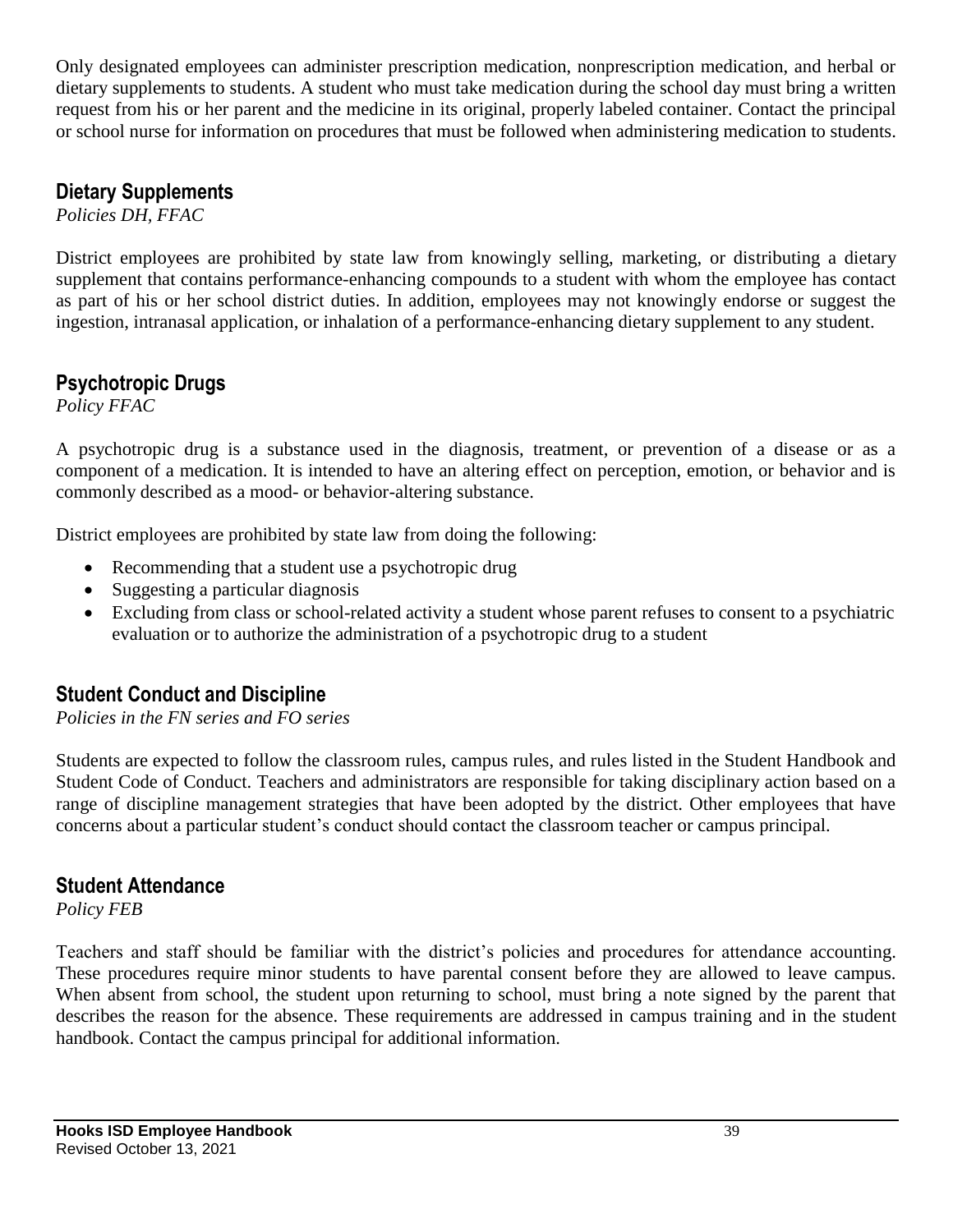Only designated employees can administer prescription medication, nonprescription medication, and herbal or dietary supplements to students. A student who must take medication during the school day must bring a written request from his or her parent and the medicine in its original, properly labeled container. Contact the principal or school nurse for information on procedures that must be followed when administering medication to students.

## Dietary Supplements

*Policies DH, FFAC*

District employees are prohibited by state law from knowingly selling, marketing, or distributing a dietary supplement that contains performance-enhancing compounds to a student with whom the employee has contact as part of his or her school district duties. In addition, employees may not knowingly endorse or suggest the ingestion, intranasal application, or inhalation of a performance-enhancing dietary supplement to any student.

## Psychotropic Drugs

*Policy FFAC*

A psychotropic drug is a substance used in the diagnosis, treatment, or prevention of a disease or as a component of a medication. It is intended to have an altering effect on perception, emotion, or behavior and is commonly described as a mood- or behavior-altering substance.

District employees are prohibited by state law from doing the following:

- Recommending that a student use a psychotropic drug
- Suggesting a particular diagnosis
- Excluding from class or school-related activity a student whose parent refuses to consent to a psychiatric evaluation or to authorize the administration of a psychotropic drug to a student

## Student Conduct and Discipline

*Policies in the FN series and FO series*

Students are expected to follow the classroom rules, campus rules, and rules listed in the Student Handbook and Student Code of Conduct. Teachers and administrators are responsible for taking disciplinary action based on a range of discipline management strategies that have been adopted by the district. Other employees that have concerns about a particular student's conduct should contact the classroom teacher or campus principal.

## Student Attendance

*Policy FEB*

Teachers and staff should be familiar with the district's policies and procedures for attendance accounting. These procedures require minor students to have parental consent before they are allowed to leave campus. When absent from school, the student upon returning to school, must bring a note signed by the parent that describes the reason for the absence. These requirements are addressed in campus training and in the student handbook. Contact the campus principal for additional information.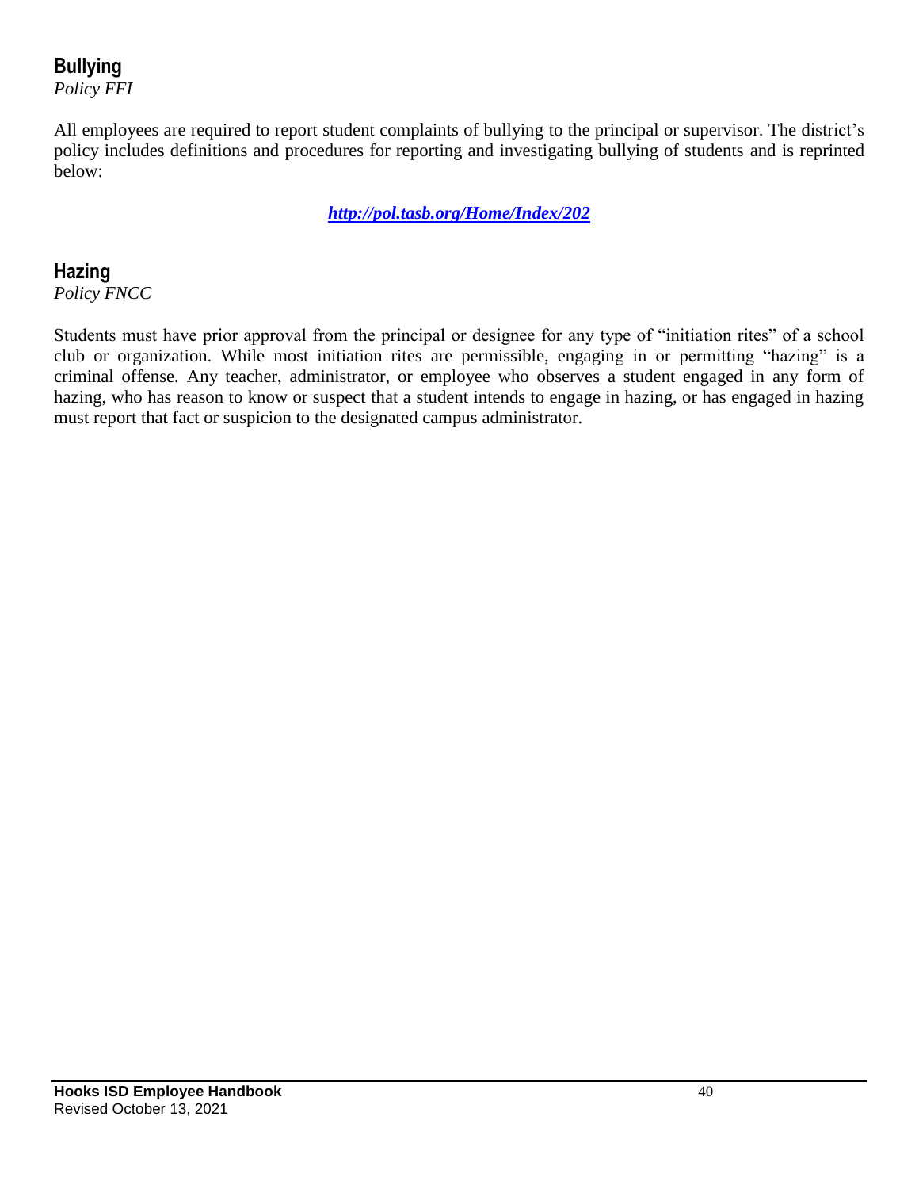## Bullying

*Policy FFI*

All employees are required to report student complaints of bullying to the principal or supervisor. The district's policy includes definitions and procedures for reporting and investigating bullying of students and is reprinted below:

***http://pol.tasb.org/Home/Index/202***

## Hazing

*Policy FNCC*

Students must have prior approval from the principal or designee for any type of "initiation rites" of a school club or organization. While most initiation rites are permissible, engaging in or permitting "hazing" is a criminal offense. Any teacher, administrator, or employee who observes a student engaged in any form of hazing, who has reason to know or suspect that a student intends to engage in hazing, or has engaged in hazing must report that fact or suspicion to the designated campus administrator.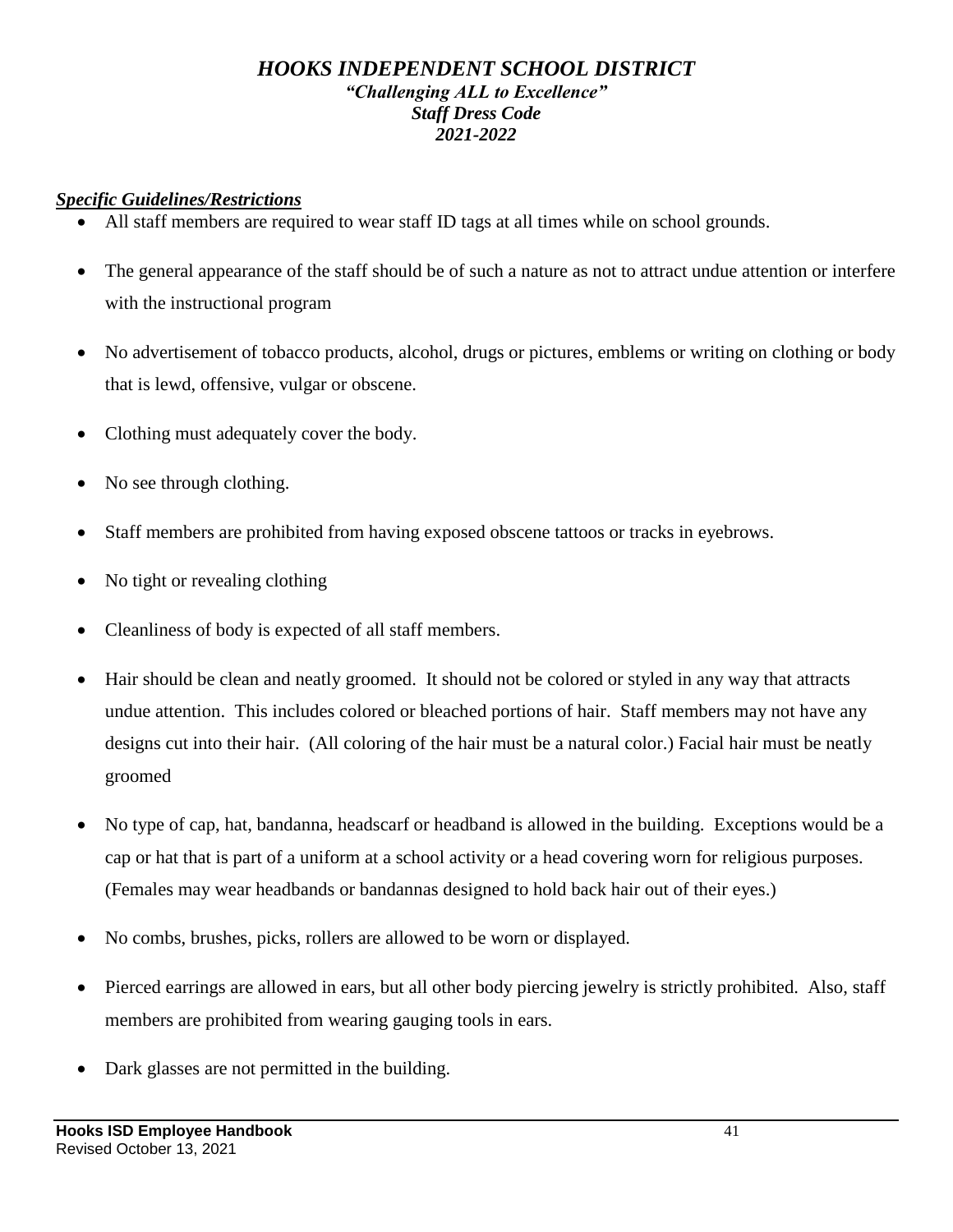# *HOOKS INDEPENDENT SCHOOL DISTRICT*

***"Challenging ALL to Excellence"***

***Staff Dress Code***

***2021-2022***

***Specific Guidelines/Restrictions***

- All staff members are required to wear staff ID tags at all times while on school grounds.
- The general appearance of the staff should be of such a nature as not to attract undue attention or interfere with the instructional program
- No advertisement of tobacco products, alcohol, drugs or pictures, emblems or writing on clothing or body that is lewd, offensive, vulgar or obscene.
- Clothing must adequately cover the body.
- No see through clothing.
- Staff members are prohibited from having exposed obscene tattoos or tracks in eyebrows.
- No tight or revealing clothing
- Cleanliness of body is expected of all staff members.
- Hair should be clean and neatly groomed. It should not be colored or styled in any way that attracts undue attention. This includes colored or bleached portions of hair. Staff members may not have any designs cut into their hair. (All coloring of the hair must be a natural color.) Facial hair must be neatly groomed
- No type of cap, hat, bandanna, headscarf or headband is allowed in the building. Exceptions would be a cap or hat that is part of a uniform at a school activity or a head covering worn for religious purposes. (Females may wear headbands or bandannas designed to hold back hair out of their eyes.)
- No combs, brushes, picks, rollers are allowed to be worn or displayed.
- Pierced earrings are allowed in ears, but all other body piercing jewelry is strictly prohibited. Also, staff members are prohibited from wearing gauging tools in ears.
- Dark glasses are not permitted in the building.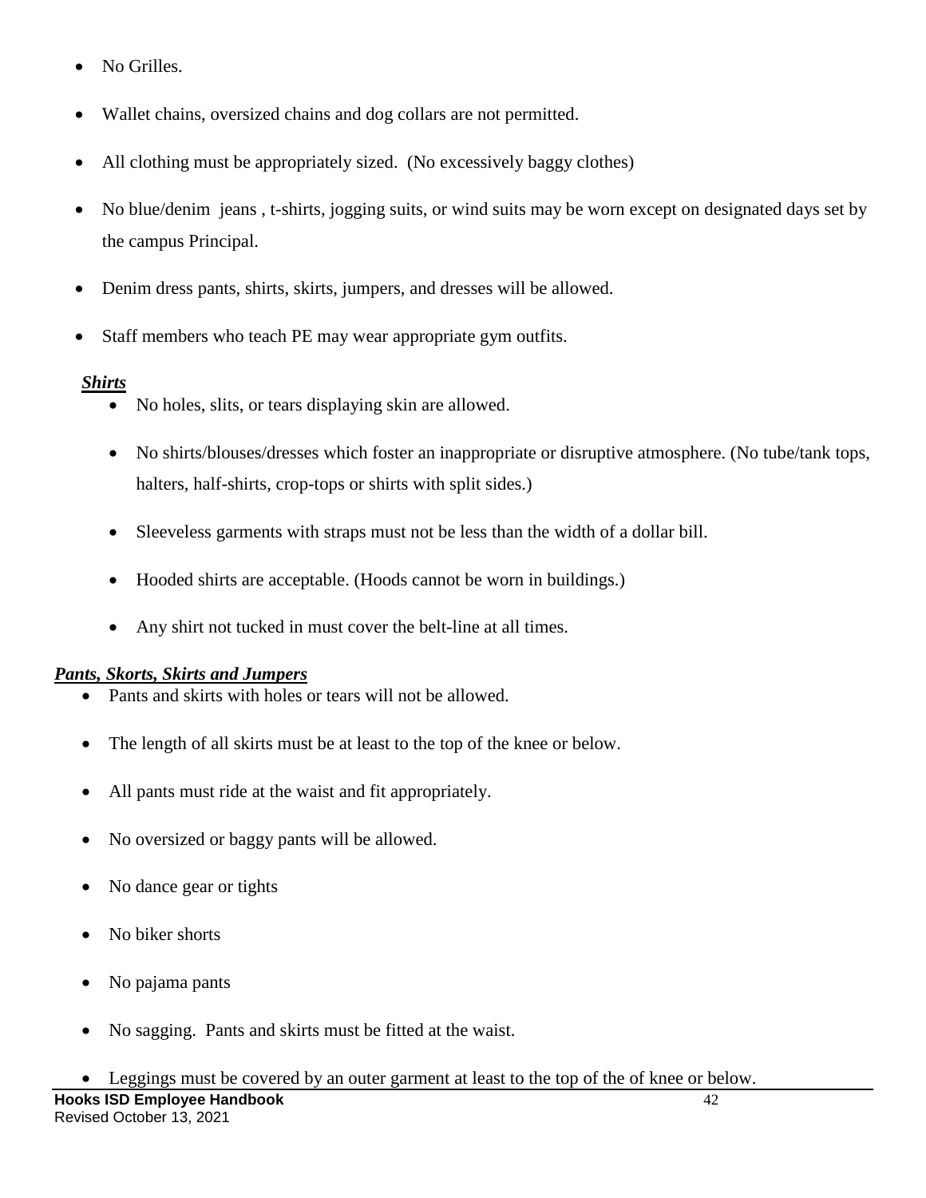- No Grilles.
- Wallet chains, oversized chains and dog collars are not permitted.
- All clothing must be appropriately sized. (No excessively baggy clothes)
- No blue/denim jeans , t-shirts, jogging suits, or wind suits may be worn except on designated days set by the campus Principal.
- Denim dress pants, shirts, skirts, jumpers, and dresses will be allowed.
- Staff members who teach PE may wear appropriate gym outfits.

***Shirts***

- No holes, slits, or tears displaying skin are allowed.
- No shirts/blouses/dresses which foster an inappropriate or disruptive atmosphere. (No tube/tank tops, halters, half-shirts, crop-tops or shirts with split sides.)
- Sleeveless garments with straps must not be less than the width of a dollar bill.
- Hooded shirts are acceptable. (Hoods cannot be worn in buildings.)
- Any shirt not tucked in must cover the belt-line at all times.

***Pants, Skorts, Skirts and Jumpers***

- Pants and skirts with holes or tears will not be allowed.
- The length of all skirts must be at least to the top of the knee or below.
- All pants must ride at the waist and fit appropriately.
- No oversized or baggy pants will be allowed.
- No dance gear or tights
- No biker shorts
- No pajama pants
- No sagging. Pants and skirts must be fitted at the waist.
- Leggings must be covered by an outer garment at least to the top of the of knee or below.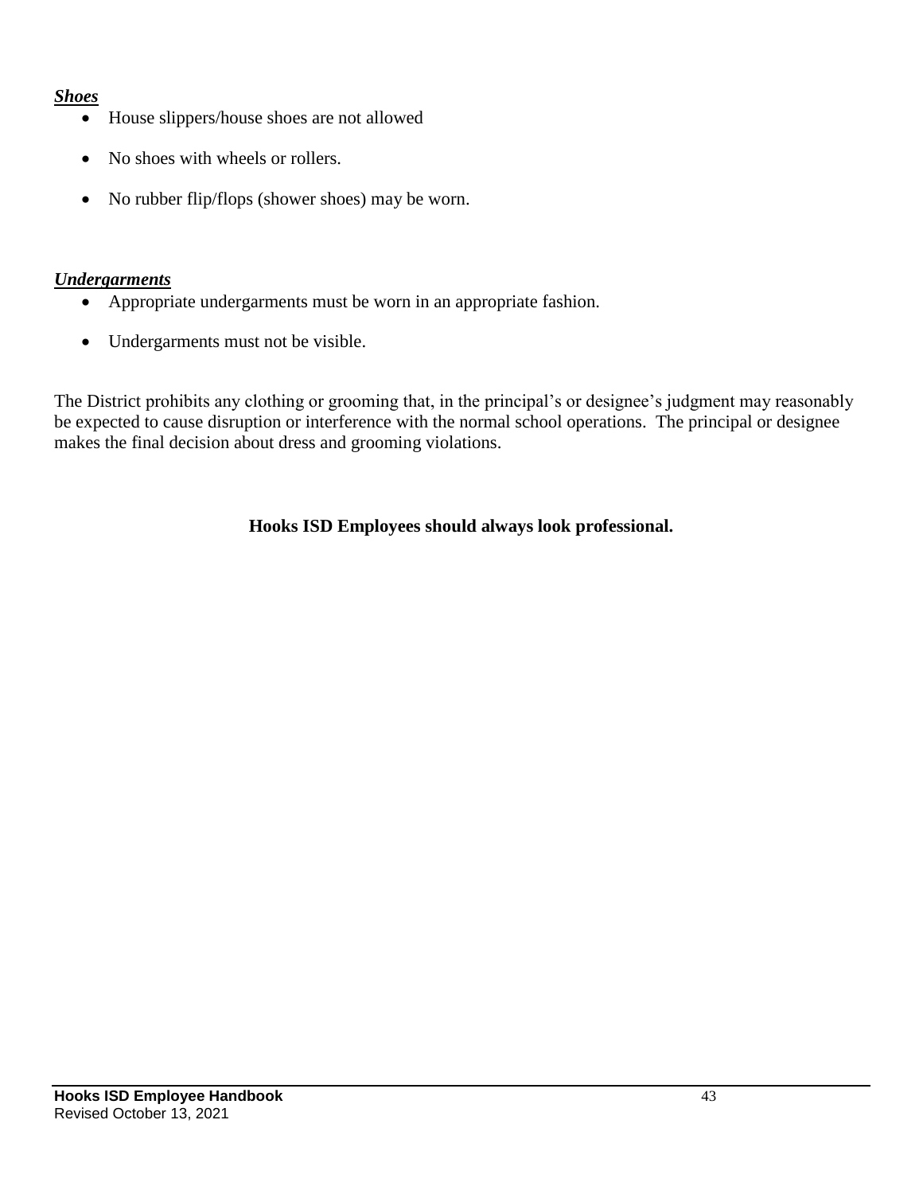***Shoes***

- House slippers/house shoes are not allowed
- No shoes with wheels or rollers.
- No rubber flip/flops (shower shoes) may be worn.

***Undergarments***

- Appropriate undergarments must be worn in an appropriate fashion.
- Undergarments must not be visible.

The District prohibits any clothing or grooming that, in the principal's or designee's judgment may reasonably be expected to cause disruption or interference with the normal school operations. The principal or designee makes the final decision about dress and grooming violations.

**Hooks ISD Employees should always look professional.**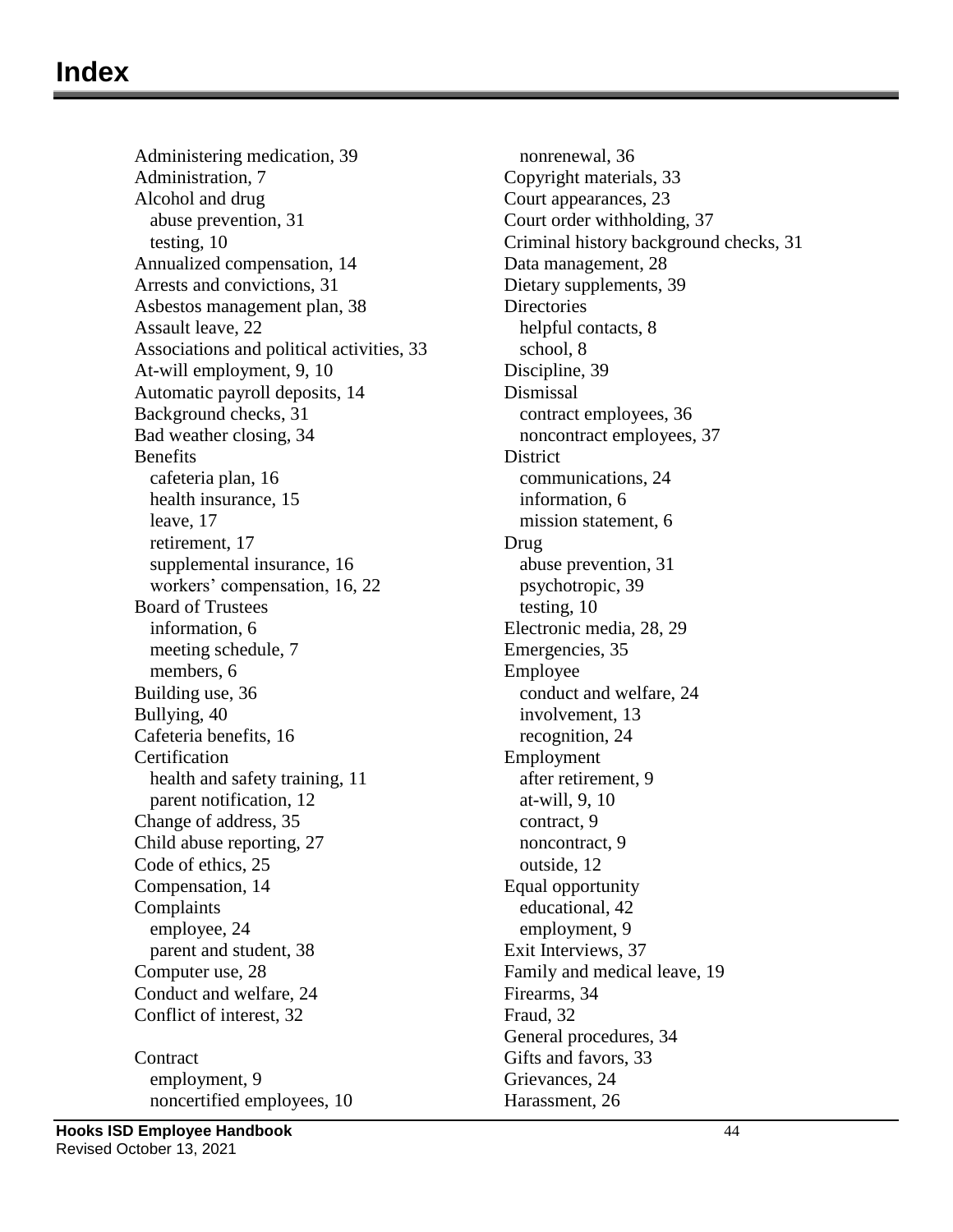# Index

Administering medication, 39
Administration, 7
Alcohol and drug
  abuse prevention, 31
  testing, 10
Annualized compensation, 14
Arrests and convictions, 31
Asbestos management plan, 38
Assault leave, 22
Associations and political activities, 33
At-will employment, 9, 10
Automatic payroll deposits, 14
Background checks, 31
Bad weather closing, 34
Benefits
  cafeteria plan, 16
  health insurance, 15
  leave, 17
  retirement, 17
  supplemental insurance, 16
  workers' compensation, 16, 22
Board of Trustees
  information, 6
  meeting schedule, 7
  members, 6
Building use, 36
Bullying, 40
Cafeteria benefits, 16
Certification
  health and safety training, 11
  parent notification, 12
Change of address, 35
Child abuse reporting, 27
Code of ethics, 25
Compensation, 14
Complaints
  employee, 24
  parent and student, 38
Computer use, 28
Conduct and welfare, 24
Conflict of interest, 32

Contract
  employment, 9
  noncertified employees, 10
  nonrenewal, 36
Copyright materials, 33
Court appearances, 23
Court order withholding, 37
Criminal history background checks, 31
Data management, 28
Dietary supplements, 39
Directories
  helpful contacts, 8
  school, 8
Discipline, 39
Dismissal
  contract employees, 36
  noncontract employees, 37
District
  communications, 24
  information, 6
  mission statement, 6
Drug
  abuse prevention, 31
  psychotropic, 39
  testing, 10
Electronic media, 28, 29
Emergencies, 35
Employee
  conduct and welfare, 24
  involvement, 13
  recognition, 24
Employment
  after retirement, 9
  at-will, 9, 10
  contract, 9
  noncontract, 9
  outside, 12
Equal opportunity
  educational, 42
  employment, 9
Exit Interviews, 37
Family and medical leave, 19
Firearms, 34
Fraud, 32
General procedures, 34
Gifts and favors, 33
Grievances, 24
Harassment, 26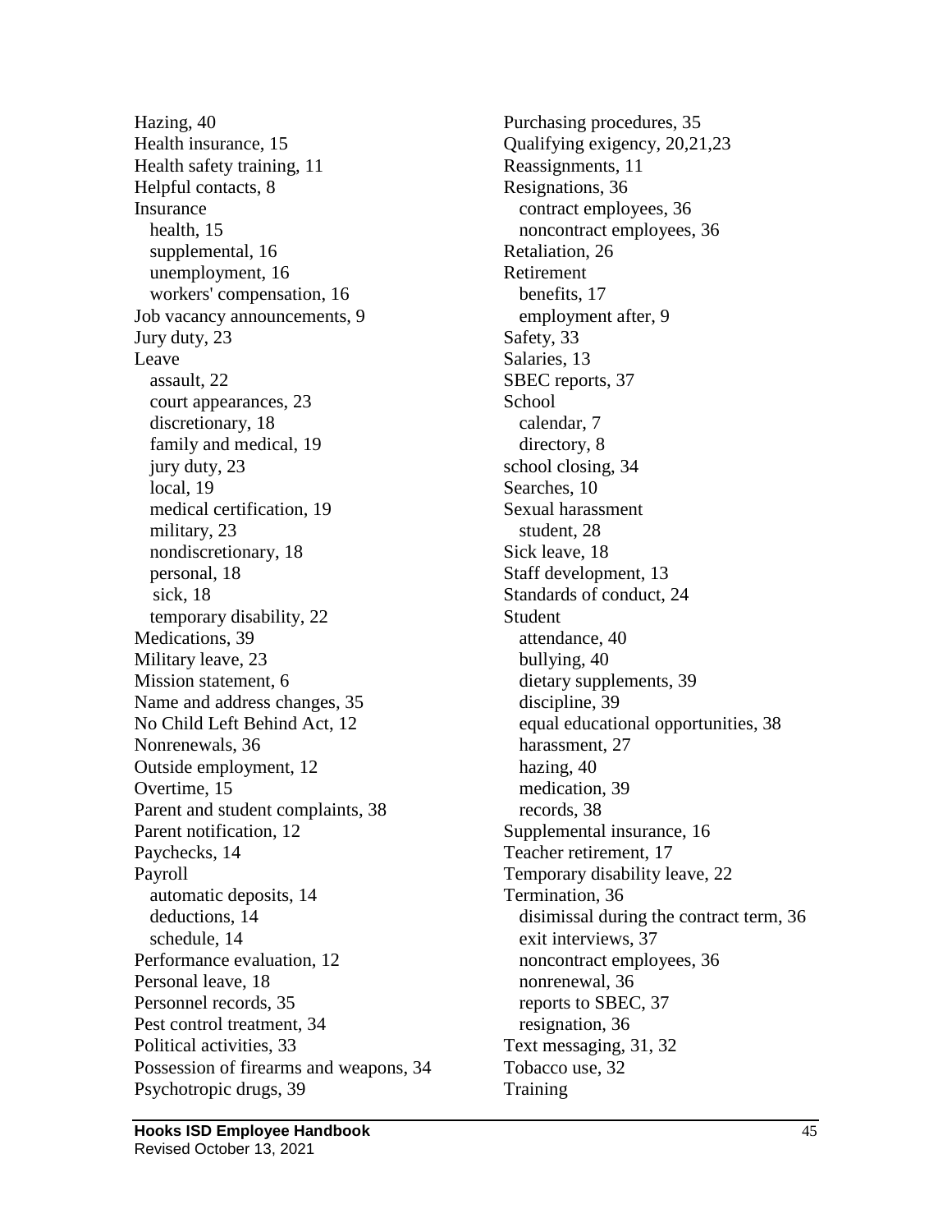Hazing, 40
Health insurance, 15
Health safety training, 11
Helpful contacts, 8
Insurance
  health, 15
  supplemental, 16
  unemployment, 16
  workers' compensation, 16
Job vacancy announcements, 9
Jury duty, 23
Leave
  assault, 22
  court appearances, 23
  discretionary, 18
  family and medical, 19
  jury duty, 23
  local, 19
  medical certification, 19
  military, 23
  nondiscretionary, 18
  personal, 18
  sick, 18
  temporary disability, 22
Medications, 39
Military leave, 23
Mission statement, 6
Name and address changes, 35
No Child Left Behind Act, 12
Nonrenewals, 36
Outside employment, 12
Overtime, 15
Parent and student complaints, 38
Parent notification, 12
Paychecks, 14
Payroll
  automatic deposits, 14
  deductions, 14
  schedule, 14
Performance evaluation, 12
Personal leave, 18
Personnel records, 35
Pest control treatment, 34
Political activities, 33
Possession of firearms and weapons, 34
Psychotropic drugs, 39
Purchasing procedures, 35
Qualifying exigency, 20,21,23
Reassignments, 11
Resignations, 36
  contract employees, 36
  noncontract employees, 36
Retaliation, 26
Retirement
  benefits, 17
  employment after, 9
Safety, 33
Salaries, 13
SBEC reports, 37
School
  calendar, 7
  directory, 8
school closing, 34
Searches, 10
Sexual harassment
  student, 28
Sick leave, 18
Staff development, 13
Standards of conduct, 24
Student
  attendance, 40
  bullying, 40
  dietary supplements, 39
  discipline, 39
  equal educational opportunities, 38
  harassment, 27
  hazing, 40
  medication, 39
  records, 38
Supplemental insurance, 16
Teacher retirement, 17
Temporary disability leave, 22
Termination, 36
  disimissal during the contract term, 36
  exit interviews, 37
  noncontract employees, 36
  nonrenewal, 36
  reports to SBEC, 37
  resignation, 36
Text messaging, 31, 32
Tobacco use, 32
Training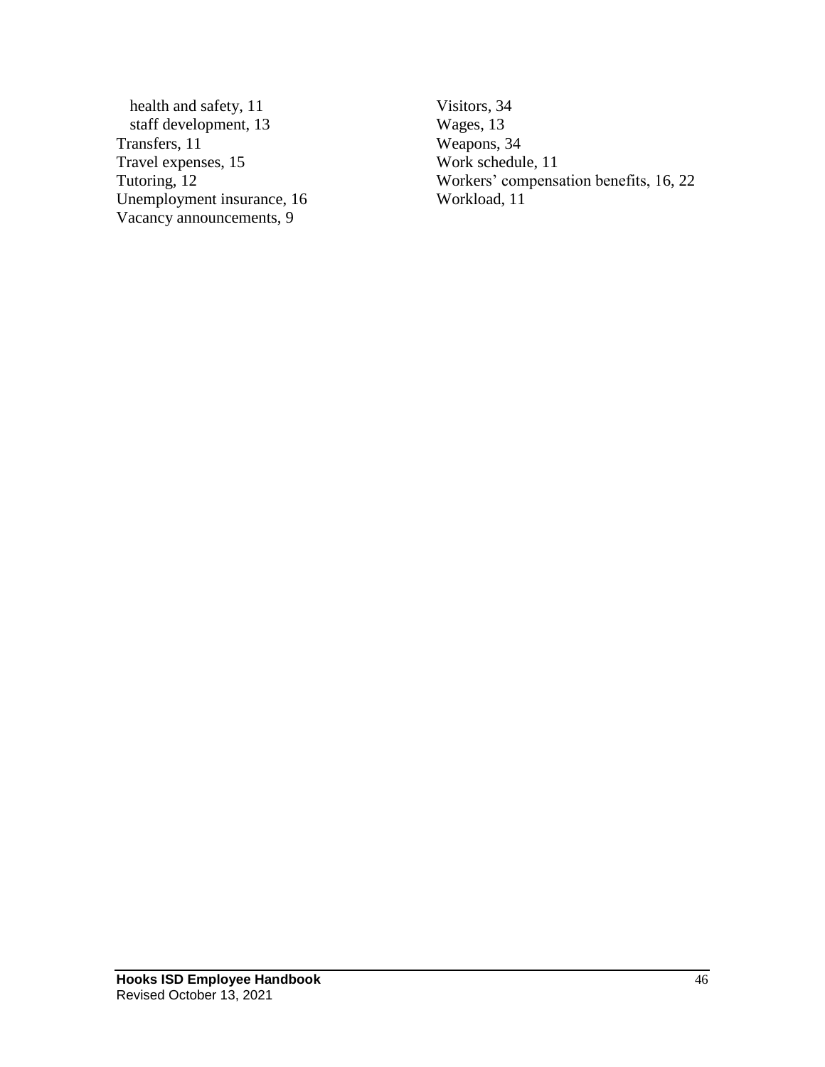health and safety, 11
staff development, 13
Transfers, 11
Travel expenses, 15
Tutoring, 12
Unemployment insurance, 16
Vacancy announcements, 9
Visitors, 34
Wages, 13
Weapons, 34
Work schedule, 11
Workers' compensation benefits, 16, 22
Workload, 11